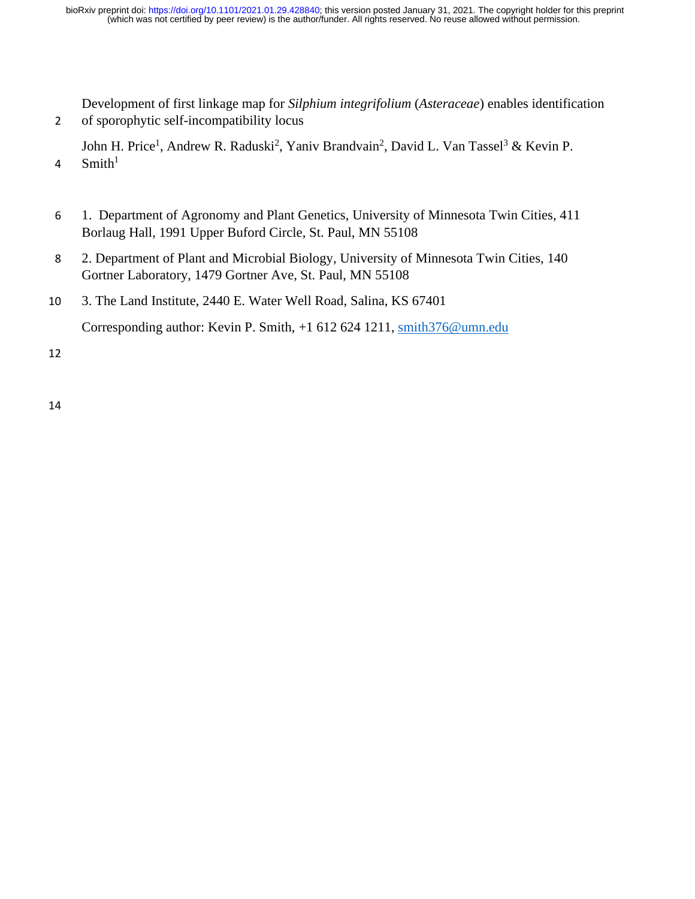# Development of first linkage map for *Silphium integrifolium* (*Asteraceae*) enables identification of sporophytic self-incompatibility locus

John H. Price[1], Andrew R. Raduski[2], Yaniv Brandvain[2], David L. Van Tassel[3] & Kevin P. Smith[1]

1. Department of Agronomy and Plant Genetics, University of Minnesota Twin Cities, 411 Borlaug Hall, 1991 Upper Buford Circle, St. Paul, MN 55108
2. Department of Plant and Microbial Biology, University of Minnesota Twin Cities, 140 Gortner Laboratory, 1479 Gortner Ave, St. Paul, MN 55108
3. The Land Institute, 2440 E. Water Well Road, Salina, KS 67401

Corresponding author: Kevin P. Smith, +1 612 624 1211, smith376@umn.edu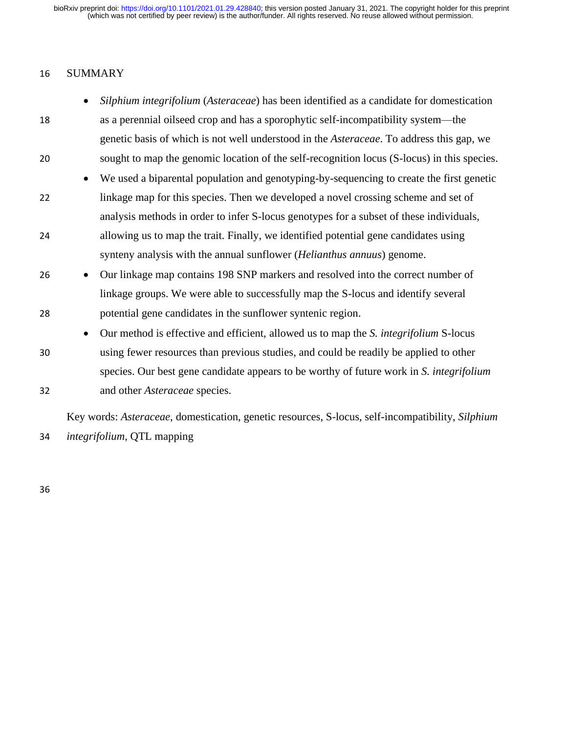## SUMMARY

- *Silphium integrifolium* (*Asteraceae*) has been identified as a candidate for domestication as a perennial oilseed crop and has a sporophytic self-incompatibility system—the genetic basis of which is not well understood in the *Asteraceae*. To address this gap, we sought to map the genomic location of the self-recognition locus (S-locus) in this species.
- We used a biparental population and genotyping-by-sequencing to create the first genetic linkage map for this species. Then we developed a novel crossing scheme and set of analysis methods in order to infer S-locus genotypes for a subset of these individuals, allowing us to map the trait. Finally, we identified potential gene candidates using synteny analysis with the annual sunflower (*Helianthus annuus*) genome.
- Our linkage map contains 198 SNP markers and resolved into the correct number of linkage groups. We were able to successfully map the S-locus and identify several potential gene candidates in the sunflower syntenic region.
- Our method is effective and efficient, allowed us to map the *S. integrifolium* S-locus using fewer resources than previous studies, and could be readily be applied to other species. Our best gene candidate appears to be worthy of future work in *S. integrifolium* and other *Asteraceae* species.

Key words: *Asteraceae*, domestication, genetic resources, S-locus, self-incompatibility, *Silphium integrifolium*, QTL mapping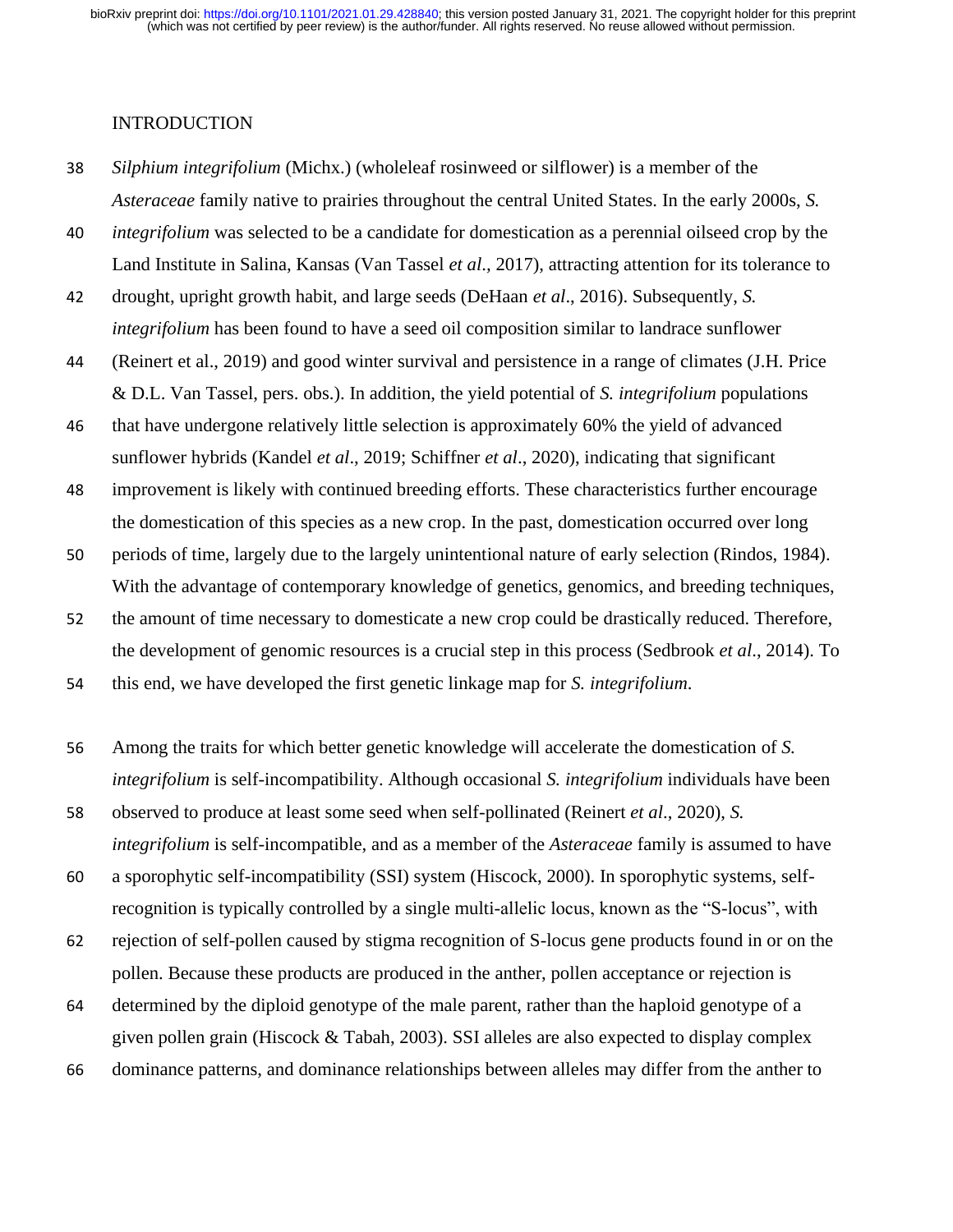## INTRODUCTION

*Silphium integrifolium* (Michx.) (wholeleaf rosinweed or silflower) is a member of the *Asteraceae* family native to prairies throughout the central United States. In the early 2000s, *S. integrifolium* was selected to be a candidate for domestication as a perennial oilseed crop by the Land Institute in Salina, Kansas (Van Tassel *et al*., 2017), attracting attention for its tolerance to drought, upright growth habit, and large seeds (DeHaan *et al*., 2016). Subsequently, *S. integrifolium* has been found to have a seed oil composition similar to landrace sunflower (Reinert et al., 2019) and good winter survival and persistence in a range of climates (J.H. Price & D.L. Van Tassel, pers. obs.). In addition, the yield potential of *S. integrifolium* populations that have undergone relatively little selection is approximately 60% the yield of advanced sunflower hybrids (Kandel *et al*., 2019; Schiffner *et al*., 2020), indicating that significant improvement is likely with continued breeding efforts. These characteristics further encourage the domestication of this species as a new crop. In the past, domestication occurred over long periods of time, largely due to the largely unintentional nature of early selection (Rindos, 1984). With the advantage of contemporary knowledge of genetics, genomics, and breeding techniques, the amount of time necessary to domesticate a new crop could be drastically reduced. Therefore, the development of genomic resources is a crucial step in this process (Sedbrook *et al*., 2014). To this end, we have developed the first genetic linkage map for *S. integrifolium*.

Among the traits for which better genetic knowledge will accelerate the domestication of *S. integrifolium* is self-incompatibility. Although occasional *S. integrifolium* individuals have been observed to produce at least some seed when self-pollinated (Reinert *et al*., 2020), *S. integrifolium* is self-incompatible, and as a member of the *Asteraceae* family is assumed to have a sporophytic self-incompatibility (SSI) system (Hiscock, 2000). In sporophytic systems, self-recognition is typically controlled by a single multi-allelic locus, known as the "S-locus", with rejection of self-pollen caused by stigma recognition of S-locus gene products found in or on the pollen. Because these products are produced in the anther, pollen acceptance or rejection is determined by the diploid genotype of the male parent, rather than the haploid genotype of a given pollen grain (Hiscock & Tabah, 2003). SSI alleles are also expected to display complex dominance patterns, and dominance relationships between alleles may differ from the anther to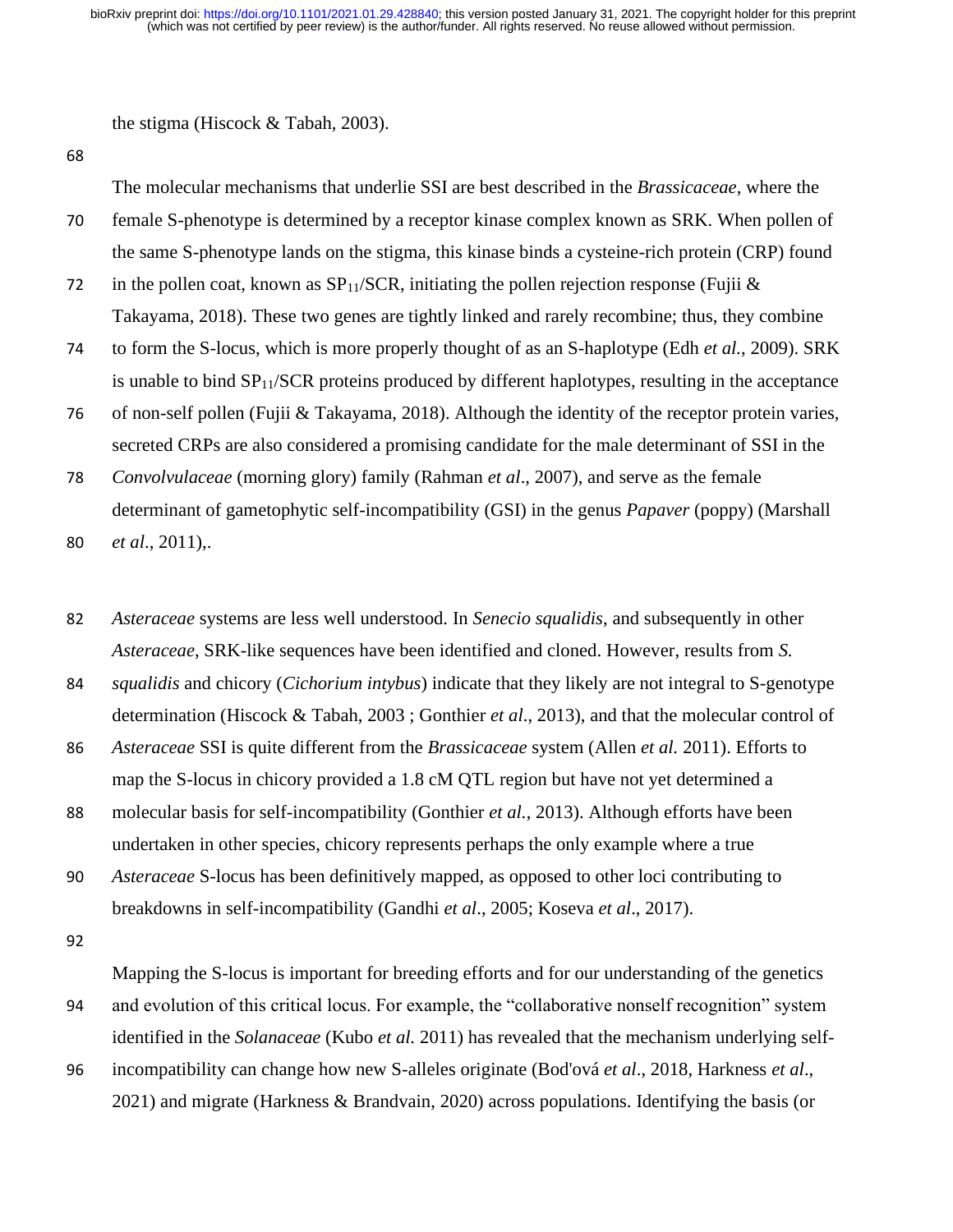the stigma (Hiscock & Tabah, 2003).

The molecular mechanisms that underlie SSI are best described in the *Brassicaceae*, where the female S-phenotype is determined by a receptor kinase complex known as SRK. When pollen of the same S-phenotype lands on the stigma, this kinase binds a cysteine-rich protein (CRP) found in the pollen coat, known as $SP_{11}$/SCR, initiating the pollen rejection response (Fujii & Takayama, 2018). These two genes are tightly linked and rarely recombine; thus, they combine to form the S-locus, which is more properly thought of as an S-haplotype (Edh *et al.*, 2009). SRK is unable to bind $SP_{11}$/SCR proteins produced by different haplotypes, resulting in the acceptance of non-self pollen (Fujii & Takayama, 2018). Although the identity of the receptor protein varies, secreted CRPs are also considered a promising candidate for the male determinant of SSI in the *Convolvulaceae* (morning glory) family (Rahman *et al*., 2007), and serve as the female determinant of gametophytic self-incompatibility (GSI) in the genus *Papaver* (poppy) (Marshall *et al*., 2011),.

*Asteraceae* systems are less well understood. In *Senecio squalidis*, and subsequently in other *Asteraceae*, SRK-like sequences have been identified and cloned. However, results from *S. squalidis* and chicory (*Cichorium intybus*) indicate that they likely are not integral to S-genotype determination (Hiscock & Tabah, 2003 ; Gonthier *et al*., 2013), and that the molecular control of *Asteraceae* SSI is quite different from the *Brassicaceae* system (Allen *et al.* 2011). Efforts to map the S-locus in chicory provided a 1.8 cM QTL region but have not yet determined a molecular basis for self-incompatibility (Gonthier *et al.*, 2013). Although efforts have been undertaken in other species, chicory represents perhaps the only example where a true *Asteraceae* S-locus has been definitively mapped, as opposed to other loci contributing to breakdowns in self-incompatibility (Gandhi *et al*., 2005; Koseva *et al*., 2017).

Mapping the S-locus is important for breeding efforts and for our understanding of the genetics and evolution of this critical locus. For example, the "collaborative nonself recognition" system identified in the *Solanaceae* (Kubo *et al.* 2011) has revealed that the mechanism underlying self-incompatibility can change how new S-alleles originate (Bod'ová *et al*., 2018, Harkness *et al*., 2021) and migrate (Harkness & Brandvain, 2020) across populations. Identifying the basis (or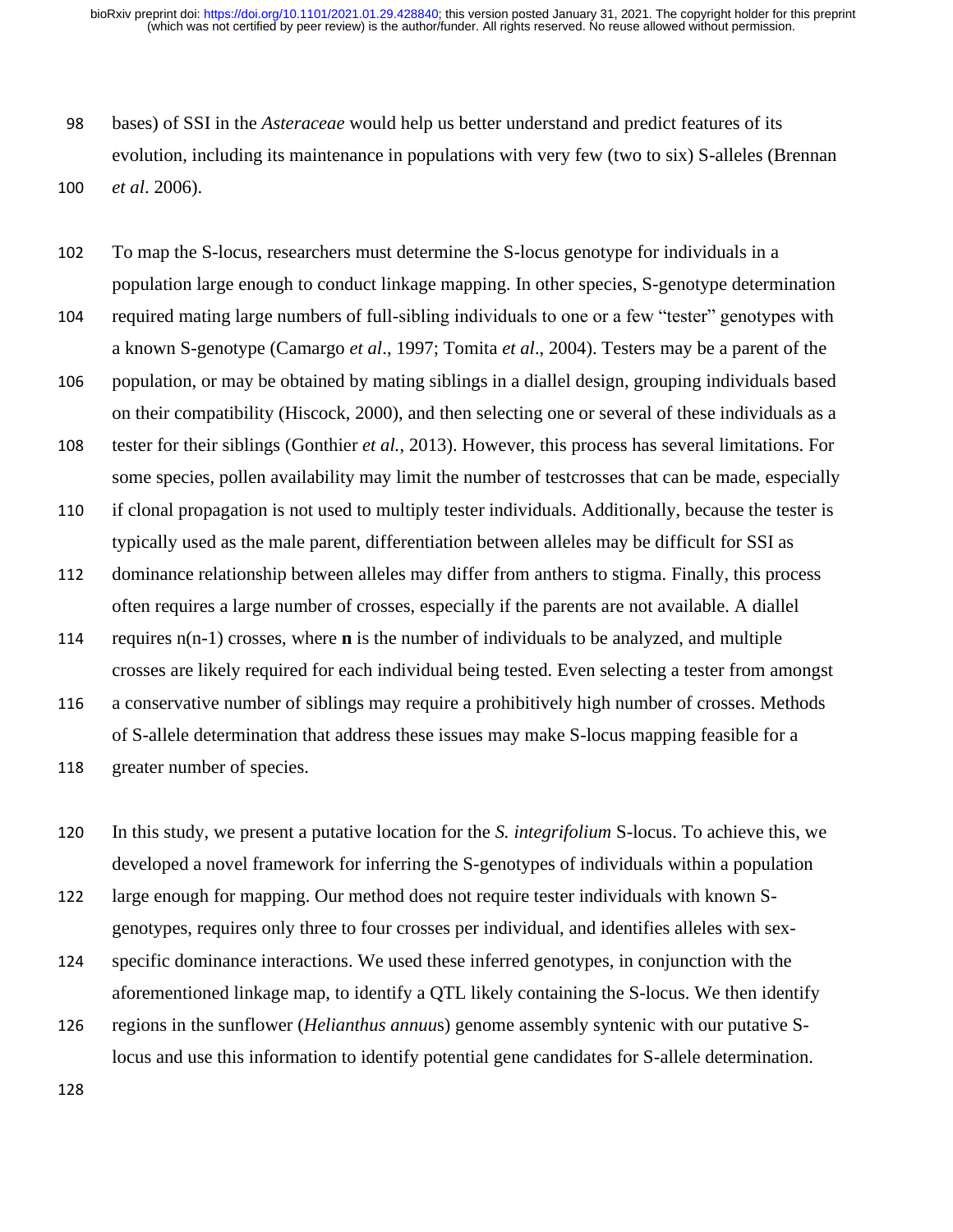bases) of SSI in the *Asteraceae* would help us better understand and predict features of its evolution, including its maintenance in populations with very few (two to six) S-alleles (Brennan *et al*. 2006).

To map the S-locus, researchers must determine the S-locus genotype for individuals in a population large enough to conduct linkage mapping. In other species, S-genotype determination required mating large numbers of full-sibling individuals to one or a few "tester" genotypes with a known S-genotype (Camargo *et al*., 1997; Tomita *et al*., 2004). Testers may be a parent of the population, or may be obtained by mating siblings in a diallel design, grouping individuals based on their compatibility (Hiscock, 2000), and then selecting one or several of these individuals as a tester for their siblings (Gonthier *et al.*, 2013). However, this process has several limitations. For some species, pollen availability may limit the number of testcrosses that can be made, especially if clonal propagation is not used to multiply tester individuals. Additionally, because the tester is typically used as the male parent, differentiation between alleles may be difficult for SSI as dominance relationship between alleles may differ from anthers to stigma. Finally, this process often requires a large number of crosses, especially if the parents are not available. A diallel requires n(n-1) crosses, where **n** is the number of individuals to be analyzed, and multiple crosses are likely required for each individual being tested. Even selecting a tester from amongst a conservative number of siblings may require a prohibitively high number of crosses. Methods of S-allele determination that address these issues may make S-locus mapping feasible for a greater number of species.

In this study, we present a putative location for the *S. integrifolium* S-locus. To achieve this, we developed a novel framework for inferring the S-genotypes of individuals within a population large enough for mapping. Our method does not require tester individuals with known S-genotypes, requires only three to four crosses per individual, and identifies alleles with sex-specific dominance interactions. We used these inferred genotypes, in conjunction with the aforementioned linkage map, to identify a QTL likely containing the S-locus. We then identify regions in the sunflower (*Helianthus annuus*) genome assembly syntenic with our putative S-locus and use this information to identify potential gene candidates for S-allele determination.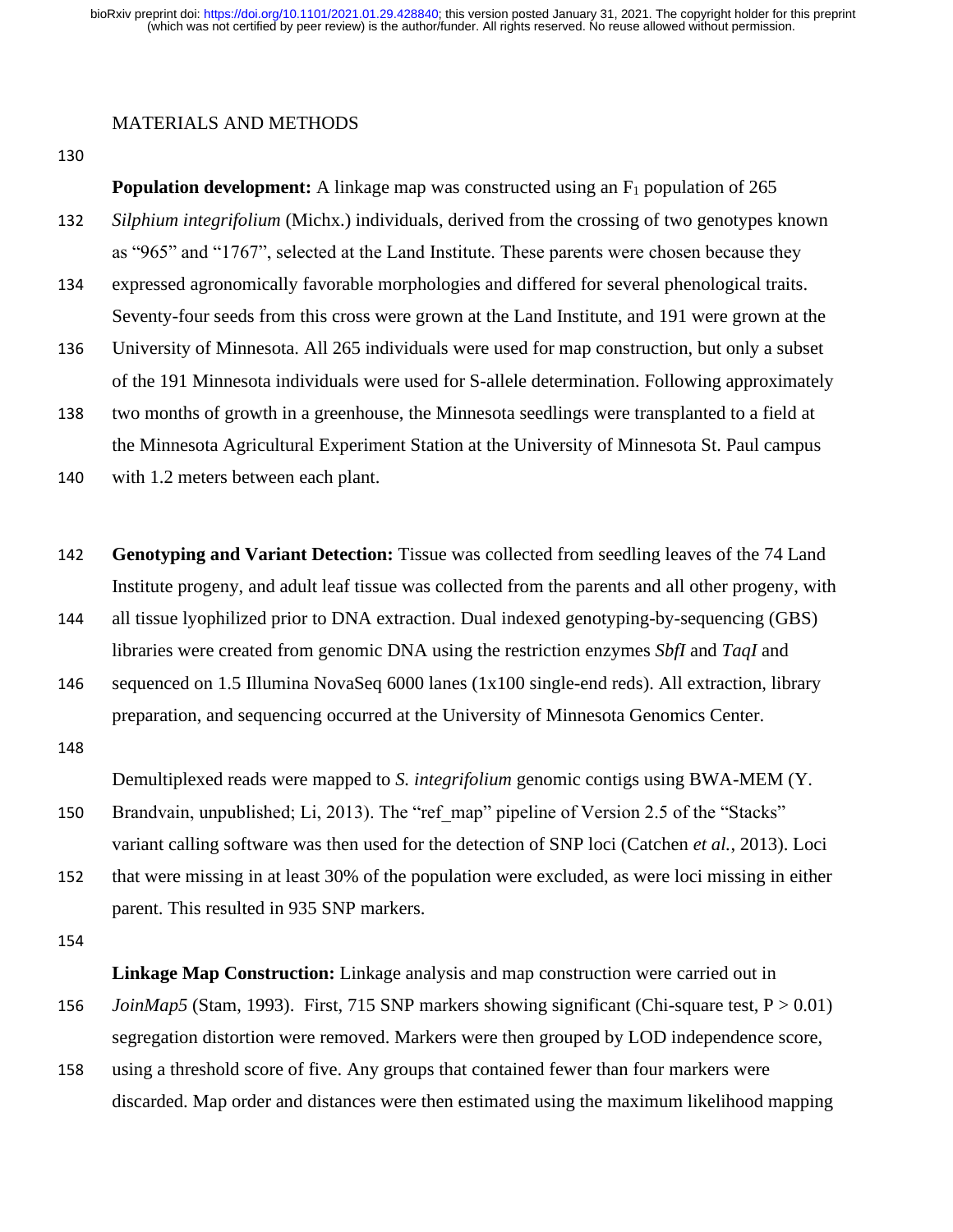## MATERIALS AND METHODS

**Population development:** A linkage map was constructed using an $F_1$ population of 265 *Silphium integrifolium* (Michx.) individuals, derived from the crossing of two genotypes known as "965" and "1767", selected at the Land Institute. These parents were chosen because they expressed agronomically favorable morphologies and differed for several phenological traits. Seventy-four seeds from this cross were grown at the Land Institute, and 191 were grown at the University of Minnesota. All 265 individuals were used for map construction, but only a subset of the 191 Minnesota individuals were used for S-allele determination. Following approximately two months of growth in a greenhouse, the Minnesota seedlings were transplanted to a field at the Minnesota Agricultural Experiment Station at the University of Minnesota St. Paul campus with 1.2 meters between each plant.

**Genotyping and Variant Detection:** Tissue was collected from seedling leaves of the 74 Land Institute progeny, and adult leaf tissue was collected from the parents and all other progeny, with all tissue lyophilized prior to DNA extraction. Dual indexed genotyping-by-sequencing (GBS) libraries were created from genomic DNA using the restriction enzymes *SbfI* and *TaqI* and sequenced on 1.5 Illumina NovaSeq 6000 lanes (1x100 single-end reds). All extraction, library preparation, and sequencing occurred at the University of Minnesota Genomics Center.

Demultiplexed reads were mapped to *S. integrifolium* genomic contigs using BWA-MEM (Y. Brandvain, unpublished; Li, 2013). The "ref_map" pipeline of Version 2.5 of the "Stacks" variant calling software was then used for the detection of SNP loci (Catchen *et al.*, 2013). Loci that were missing in at least 30% of the population were excluded, as were loci missing in either parent. This resulted in 935 SNP markers.

**Linkage Map Construction:** Linkage analysis and map construction were carried out in *JoinMap5* (Stam, 1993). First, 715 SNP markers showing significant (Chi-square test, $P > 0.01$) segregation distortion were removed. Markers were then grouped by LOD independence score, using a threshold score of five. Any groups that contained fewer than four markers were discarded. Map order and distances were then estimated using the maximum likelihood mapping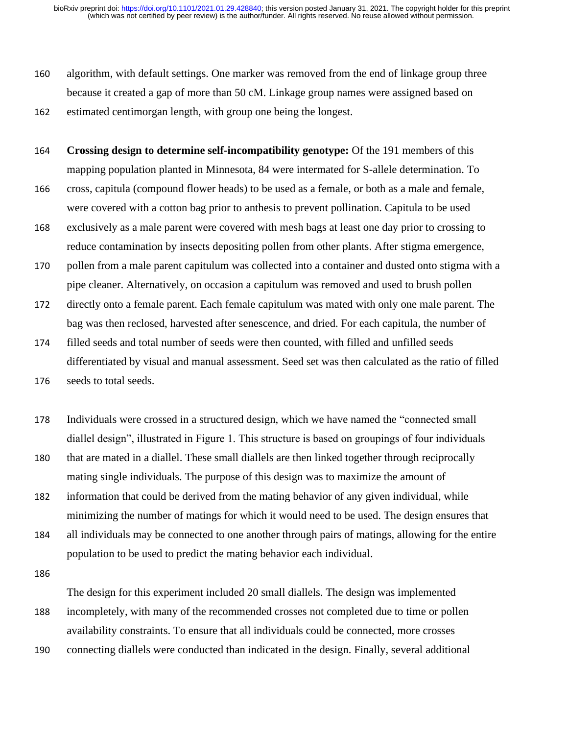algorithm, with default settings. One marker was removed from the end of linkage group three because it created a gap of more than 50 cM. Linkage group names were assigned based on estimated centimorgan length, with group one being the longest.

**Crossing design to determine self-incompatibility genotype:** Of the 191 members of this mapping population planted in Minnesota, 84 were intermated for S-allele determination. To cross, capitula (compound flower heads) to be used as a female, or both as a male and female, were covered with a cotton bag prior to anthesis to prevent pollination. Capitula to be used exclusively as a male parent were covered with mesh bags at least one day prior to crossing to reduce contamination by insects depositing pollen from other plants. After stigma emergence, pollen from a male parent capitulum was collected into a container and dusted onto stigma with a pipe cleaner. Alternatively, on occasion a capitulum was removed and used to brush pollen directly onto a female parent. Each female capitulum was mated with only one male parent. The bag was then reclosed, harvested after senescence, and dried. For each capitula, the number of filled seeds and total number of seeds were then counted, with filled and unfilled seeds differentiated by visual and manual assessment. Seed set was then calculated as the ratio of filled seeds to total seeds.

Individuals were crossed in a structured design, which we have named the "connected small diallel design", illustrated in Figure 1. This structure is based on groupings of four individuals that are mated in a diallel. These small diallels are then linked together through reciprocally mating single individuals. The purpose of this design was to maximize the amount of information that could be derived from the mating behavior of any given individual, while minimizing the number of matings for which it would need to be used. The design ensures that all individuals may be connected to one another through pairs of matings, allowing for the entire population to be used to predict the mating behavior each individual.

The design for this experiment included 20 small diallels. The design was implemented incompletely, with many of the recommended crosses not completed due to time or pollen availability constraints. To ensure that all individuals could be connected, more crosses connecting diallels were conducted than indicated in the design. Finally, several additional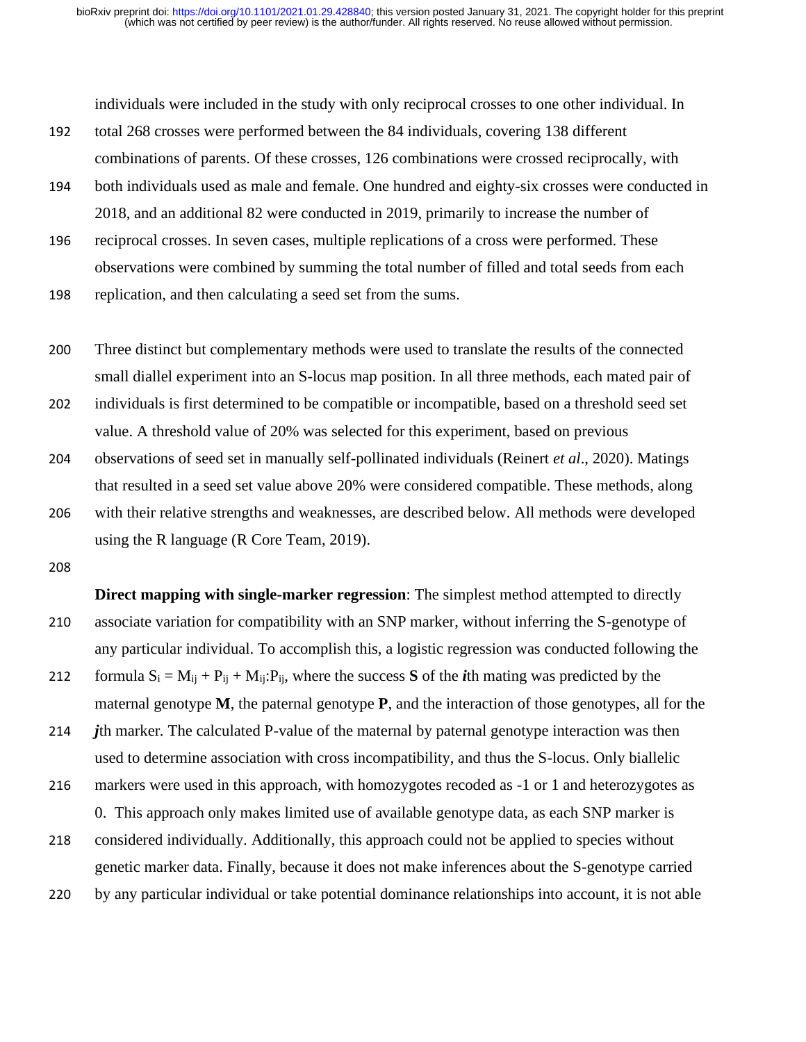individuals were included in the study with only reciprocal crosses to one other individual. In total 268 crosses were performed between the 84 individuals, covering 138 different combinations of parents. Of these crosses, 126 combinations were crossed reciprocally, with both individuals used as male and female. One hundred and eighty-six crosses were conducted in 2018, and an additional 82 were conducted in 2019, primarily to increase the number of reciprocal crosses. In seven cases, multiple replications of a cross were performed. These observations were combined by summing the total number of filled and total seeds from each replication, and then calculating a seed set from the sums.

Three distinct but complementary methods were used to translate the results of the connected small diallel experiment into an S-locus map position. In all three methods, each mated pair of individuals is first determined to be compatible or incompatible, based on a threshold seed set value. A threshold value of 20% was selected for this experiment, based on previous observations of seed set in manually self-pollinated individuals (Reinert *et al*., 2020). Matings that resulted in a seed set value above 20% were considered compatible. These methods, along with their relative strengths and weaknesses, are described below. All methods were developed using the R language (R Core Team, 2019).

**Direct mapping with single-marker regression**: The simplest method attempted to directly associate variation for compatibility with an SNP marker, without inferring the S-genotype of any particular individual. To accomplish this, a logistic regression was conducted following the formula $S_i = M_{ij} + P_{ij} + M_{ij}:P_{ij}$, where the success **S** of the ***i***th mating was predicted by the maternal genotype **M**, the paternal genotype **P**, and the interaction of those genotypes, all for the ***j***th marker. The calculated P-value of the maternal by paternal genotype interaction was then used to determine association with cross incompatibility, and thus the S-locus. Only biallelic markers were used in this approach, with homozygotes recoded as -1 or 1 and heterozygotes as 0. This approach only makes limited use of available genotype data, as each SNP marker is considered individually. Additionally, this approach could not be applied to species without genetic marker data. Finally, because it does not make inferences about the S-genotype carried by any particular individual or take potential dominance relationships into account, it is not able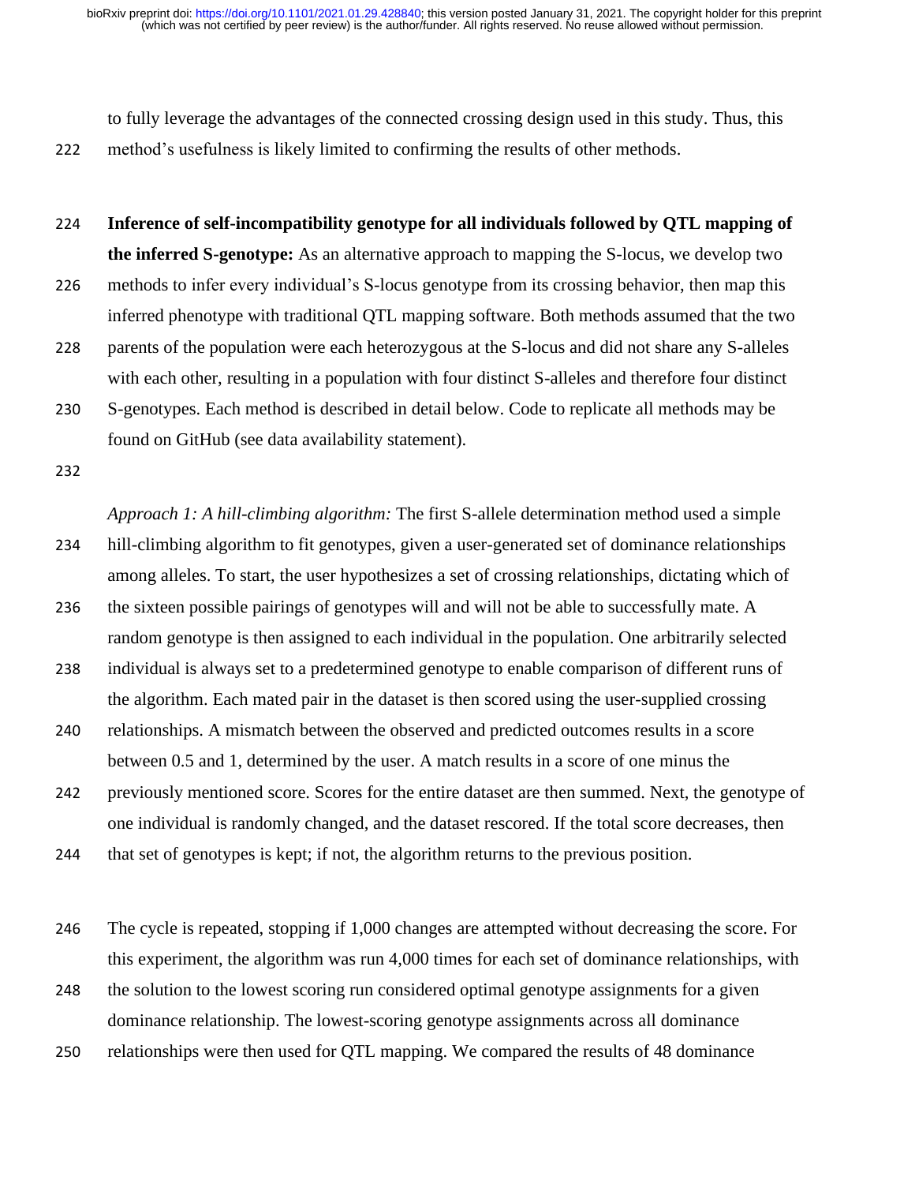to fully leverage the advantages of the connected crossing design used in this study. Thus, this method's usefulness is likely limited to confirming the results of other methods.

**Inference of self-incompatibility genotype for all individuals followed by QTL mapping of the inferred S-genotype:** As an alternative approach to mapping the S-locus, we develop two methods to infer every individual's S-locus genotype from its crossing behavior, then map this inferred phenotype with traditional QTL mapping software. Both methods assumed that the two parents of the population were each heterozygous at the S-locus and did not share any S-alleles with each other, resulting in a population with four distinct S-alleles and therefore four distinct S-genotypes. Each method is described in detail below. Code to replicate all methods may be found on GitHub (see data availability statement).

*Approach 1: A hill-climbing algorithm:* The first S-allele determination method used a simple hill-climbing algorithm to fit genotypes, given a user-generated set of dominance relationships among alleles. To start, the user hypothesizes a set of crossing relationships, dictating which of the sixteen possible pairings of genotypes will and will not be able to successfully mate. A random genotype is then assigned to each individual in the population. One arbitrarily selected individual is always set to a predetermined genotype to enable comparison of different runs of the algorithm. Each mated pair in the dataset is then scored using the user-supplied crossing relationships. A mismatch between the observed and predicted outcomes results in a score between 0.5 and 1, determined by the user. A match results in a score of one minus the previously mentioned score. Scores for the entire dataset are then summed. Next, the genotype of one individual is randomly changed, and the dataset rescored. If the total score decreases, then that set of genotypes is kept; if not, the algorithm returns to the previous position.

The cycle is repeated, stopping if 1,000 changes are attempted without decreasing the score. For this experiment, the algorithm was run 4,000 times for each set of dominance relationships, with the solution to the lowest scoring run considered optimal genotype assignments for a given dominance relationship. The lowest-scoring genotype assignments across all dominance relationships were then used for QTL mapping. We compared the results of 48 dominance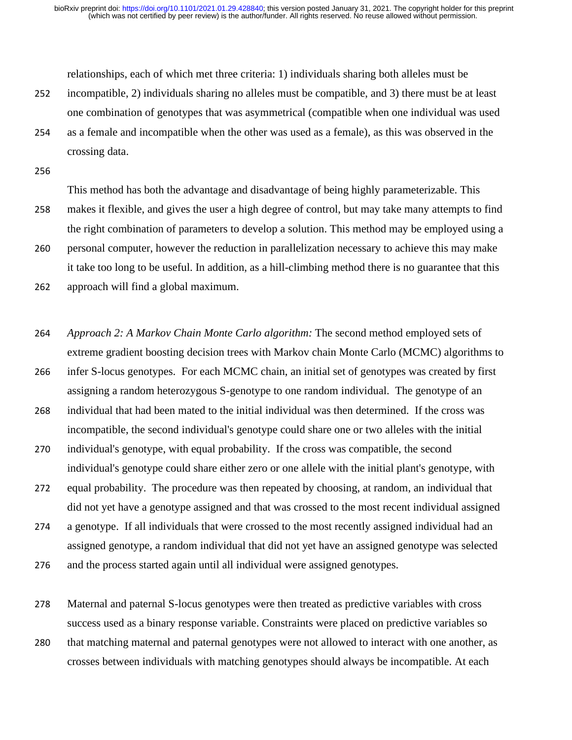relationships, each of which met three criteria: 1) individuals sharing both alleles must be incompatible, 2) individuals sharing no alleles must be compatible, and 3) there must be at least one combination of genotypes that was asymmetrical (compatible when one individual was used as a female and incompatible when the other was used as a female), as this was observed in the crossing data.

This method has both the advantage and disadvantage of being highly parameterizable. This makes it flexible, and gives the user a high degree of control, but may take many attempts to find the right combination of parameters to develop a solution. This method may be employed using a personal computer, however the reduction in parallelization necessary to achieve this may make it take too long to be useful. In addition, as a hill-climbing method there is no guarantee that this approach will find a global maximum.

*Approach 2: A Markov Chain Monte Carlo algorithm:* The second method employed sets of extreme gradient boosting decision trees with Markov chain Monte Carlo (MCMC) algorithms to infer S-locus genotypes. For each MCMC chain, an initial set of genotypes was created by first assigning a random heterozygous S-genotype to one random individual. The genotype of an individual that had been mated to the initial individual was then determined. If the cross was incompatible, the second individual's genotype could share one or two alleles with the initial individual's genotype, with equal probability. If the cross was compatible, the second individual's genotype could share either zero or one allele with the initial plant's genotype, with equal probability. The procedure was then repeated by choosing, at random, an individual that did not yet have a genotype assigned and that was crossed to the most recent individual assigned a genotype. If all individuals that were crossed to the most recently assigned individual had an assigned genotype, a random individual that did not yet have an assigned genotype was selected and the process started again until all individual were assigned genotypes.

Maternal and paternal S-locus genotypes were then treated as predictive variables with cross success used as a binary response variable. Constraints were placed on predictive variables so that matching maternal and paternal genotypes were not allowed to interact with one another, as crosses between individuals with matching genotypes should always be incompatible. At each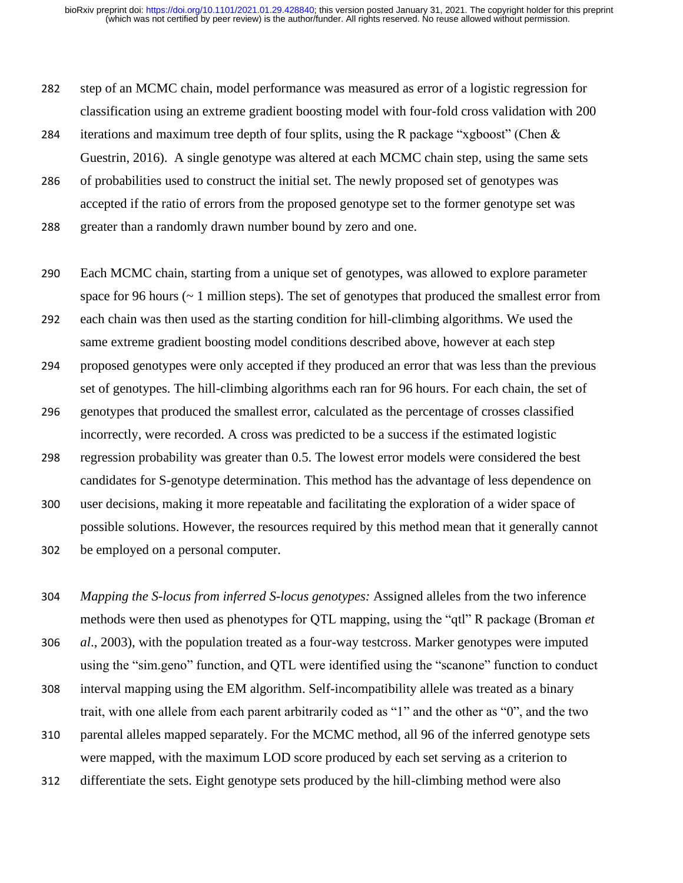step of an MCMC chain, model performance was measured as error of a logistic regression for classification using an extreme gradient boosting model with four-fold cross validation with 200 iterations and maximum tree depth of four splits, using the R package "xgboost" (Chen & Guestrin, 2016). A single genotype was altered at each MCMC chain step, using the same sets of probabilities used to construct the initial set. The newly proposed set of genotypes was accepted if the ratio of errors from the proposed genotype set to the former genotype set was greater than a randomly drawn number bound by zero and one.

Each MCMC chain, starting from a unique set of genotypes, was allowed to explore parameter space for 96 hours (~ 1 million steps). The set of genotypes that produced the smallest error from each chain was then used as the starting condition for hill-climbing algorithms. We used the same extreme gradient boosting model conditions described above, however at each step proposed genotypes were only accepted if they produced an error that was less than the previous set of genotypes. The hill-climbing algorithms each ran for 96 hours. For each chain, the set of genotypes that produced the smallest error, calculated as the percentage of crosses classified incorrectly, were recorded. A cross was predicted to be a success if the estimated logistic regression probability was greater than 0.5. The lowest error models were considered the best candidates for S-genotype determination. This method has the advantage of less dependence on user decisions, making it more repeatable and facilitating the exploration of a wider space of possible solutions. However, the resources required by this method mean that it generally cannot be employed on a personal computer.

*Mapping the S-locus from inferred S-locus genotypes:* Assigned alleles from the two inference methods were then used as phenotypes for QTL mapping, using the "qtl" R package (Broman *et al*., 2003), with the population treated as a four-way testcross. Marker genotypes were imputed using the "sim.geno" function, and QTL were identified using the "scanone" function to conduct interval mapping using the EM algorithm. Self-incompatibility allele was treated as a binary trait, with one allele from each parent arbitrarily coded as "1" and the other as "0", and the two parental alleles mapped separately. For the MCMC method, all 96 of the inferred genotype sets were mapped, with the maximum LOD score produced by each set serving as a criterion to differentiate the sets. Eight genotype sets produced by the hill-climbing method were also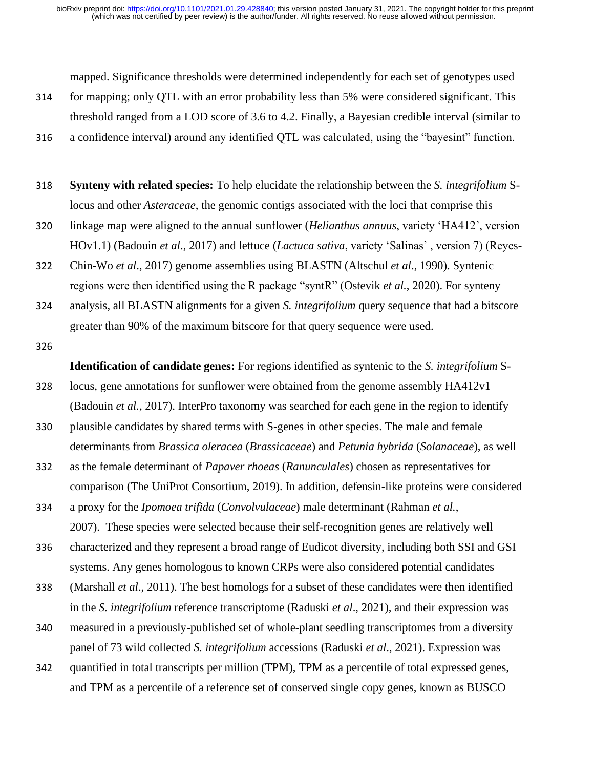mapped. Significance thresholds were determined independently for each set of genotypes used for mapping; only QTL with an error probability less than 5% were considered significant. This threshold ranged from a LOD score of 3.6 to 4.2. Finally, a Bayesian credible interval (similar to a confidence interval) around any identified QTL was calculated, using the "bayesint" function.

**Synteny with related species:** To help elucidate the relationship between the *S. integrifolium* S-locus and other *Asteraceae*, the genomic contigs associated with the loci that comprise this linkage map were aligned to the annual sunflower (*Helianthus annuus*, variety 'HA412', version HOv1.1) (Badouin *et al*., 2017) and lettuce (*Lactuca sativa*, variety 'Salinas' , version 7) (Reyes-Chin-Wo *et al*., 2017) genome assemblies using BLASTN (Altschul *et al*., 1990). Syntenic regions were then identified using the R package "syntR" (Ostevik *et al*., 2020). For synteny analysis, all BLASTN alignments for a given *S. integrifolium* query sequence that had a bitscore greater than 90% of the maximum bitscore for that query sequence were used.

**Identification of candidate genes:** For regions identified as syntenic to the *S. integrifolium* S-locus, gene annotations for sunflower were obtained from the genome assembly HA412v1 (Badouin *et al.*, 2017). InterPro taxonomy was searched for each gene in the region to identify plausible candidates by shared terms with S-genes in other species. The male and female determinants from *Brassica oleracea* (*Brassicaceae*) and *Petunia hybrida* (*Solanaceae*), as well as the female determinant of *Papaver rhoeas* (*Ranunculales*) chosen as representatives for comparison (The UniProt Consortium, 2019). In addition, defensin-like proteins were considered a proxy for the *Ipomoea trifida* (*Convolvulaceae*) male determinant (Rahman *et al.*, 2007). These species were selected because their self-recognition genes are relatively well characterized and they represent a broad range of Eudicot diversity, including both SSI and GSI systems. Any genes homologous to known CRPs were also considered potential candidates (Marshall *et al*., 2011). The best homologs for a subset of these candidates were then identified in the *S. integrifolium* reference transcriptome (Raduski *et al*., 2021), and their expression was measured in a previously-published set of whole-plant seedling transcriptomes from a diversity panel of 73 wild collected *S. integrifolium* accessions (Raduski *et al*., 2021). Expression was quantified in total transcripts per million (TPM), TPM as a percentile of total expressed genes, and TPM as a percentile of a reference set of conserved single copy genes, known as BUSCO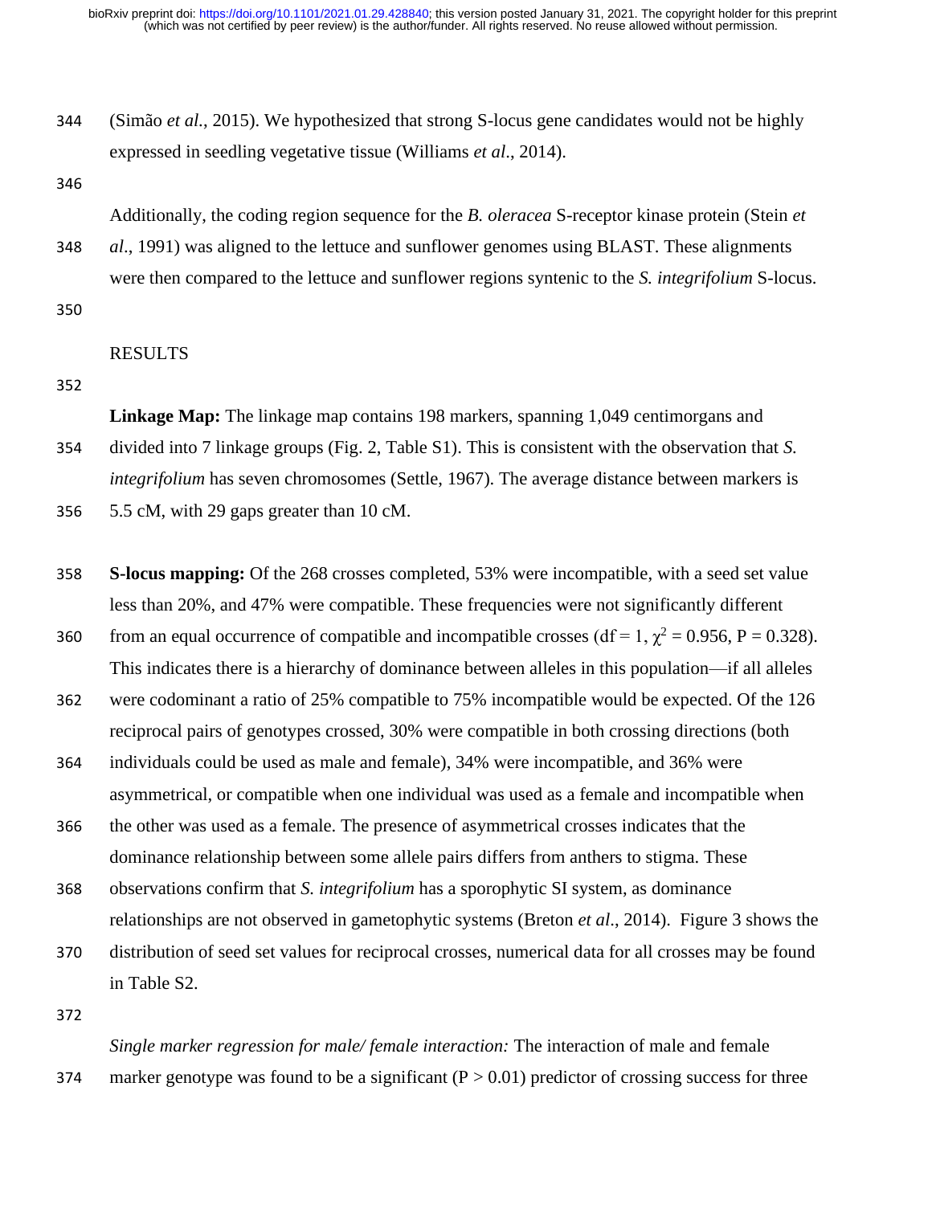(Simão *et al.*, 2015). We hypothesized that strong S-locus gene candidates would not be highly expressed in seedling vegetative tissue (Williams *et al*., 2014).

Additionally, the coding region sequence for the *B. oleracea* S-receptor kinase protein (Stein *et al*., 1991) was aligned to the lettuce and sunflower genomes using BLAST. These alignments were then compared to the lettuce and sunflower regions syntenic to the *S. integrifolium* S-locus.

## RESULTS

**Linkage Map:** The linkage map contains 198 markers, spanning 1,049 centimorgans and divided into 7 linkage groups (Fig. 2, Table S1). This is consistent with the observation that *S. integrifolium* has seven chromosomes (Settle, 1967). The average distance between markers is 5.5 cM, with 29 gaps greater than 10 cM.

**S-locus mapping:** Of the 268 crosses completed, 53% were incompatible, with a seed set value less than 20%, and 47% were compatible. These frequencies were not significantly different from an equal occurrence of compatible and incompatible crosses (df = 1, $\chi^2 = 0.956$, P = 0.328). This indicates there is a hierarchy of dominance between alleles in this population—if all alleles were codominant a ratio of 25% compatible to 75% incompatible would be expected. Of the 126 reciprocal pairs of genotypes crossed, 30% were compatible in both crossing directions (both individuals could be used as male and female), 34% were incompatible, and 36% were asymmetrical, or compatible when one individual was used as a female and incompatible when the other was used as a female. The presence of asymmetrical crosses indicates that the dominance relationship between some allele pairs differs from anthers to stigma. These observations confirm that *S. integrifolium* has a sporophytic SI system, as dominance relationships are not observed in gametophytic systems (Breton *et al*., 2014). Figure 3 shows the distribution of seed set values for reciprocal crosses, numerical data for all crosses may be found in Table S2.

*Single marker regression for male/ female interaction:* The interaction of male and female marker genotype was found to be a significant (P > 0.01) predictor of crossing success for three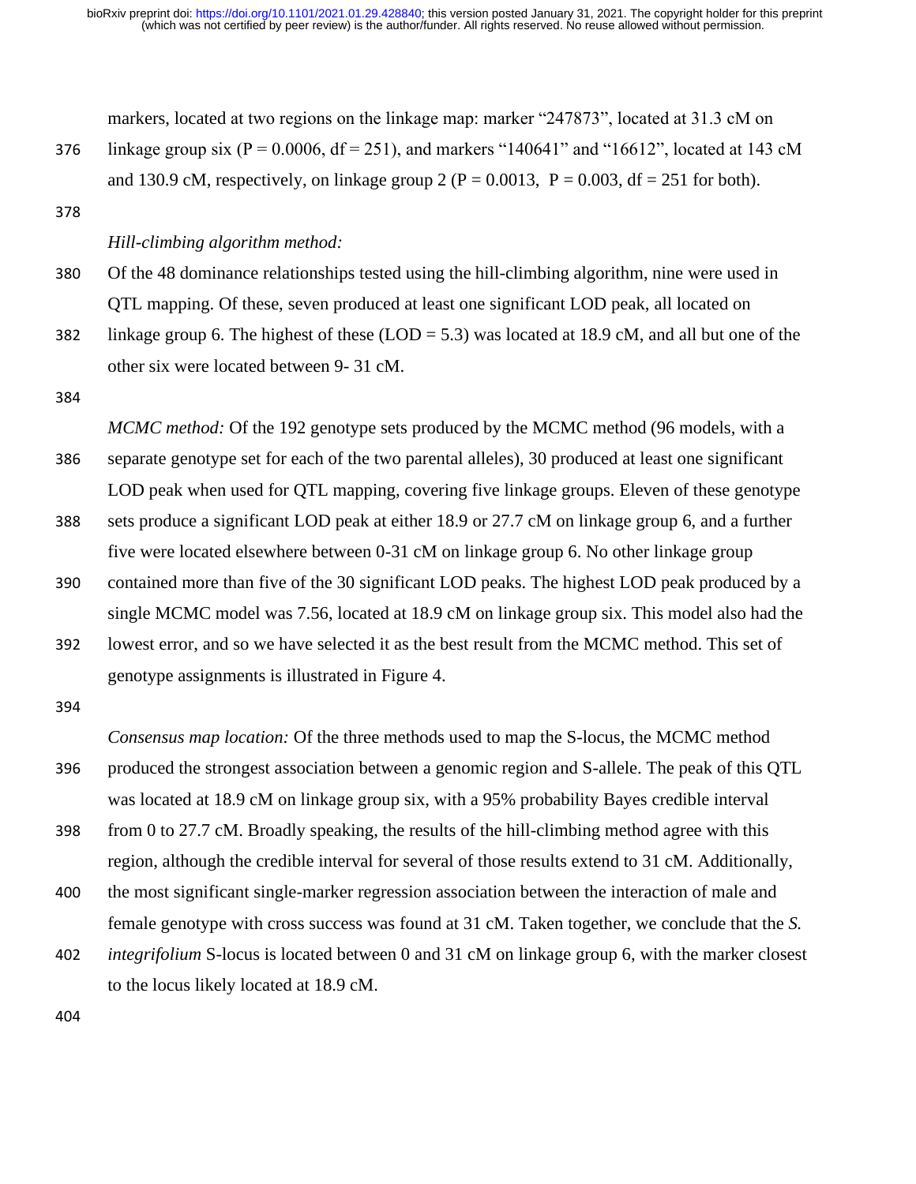markers, located at two regions on the linkage map: marker "247873", located at 31.3 cM on linkage group six ($P = 0.0006$, $df = 251$), and markers "140641" and "16612", located at 143 cM and 130.9 cM, respectively, on linkage group 2 ($P = 0.0013$, $P = 0.003$, $df = 251$ for both).

*Hill-climbing algorithm method:*

Of the 48 dominance relationships tested using the hill-climbing algorithm, nine were used in QTL mapping. Of these, seven produced at least one significant LOD peak, all located on linkage group 6. The highest of these (LOD = 5.3) was located at 18.9 cM, and all but one of the other six were located between 9- 31 cM.

*MCMC method:* Of the 192 genotype sets produced by the MCMC method (96 models, with a separate genotype set for each of the two parental alleles), 30 produced at least one significant LOD peak when used for QTL mapping, covering five linkage groups. Eleven of these genotype sets produce a significant LOD peak at either 18.9 or 27.7 cM on linkage group 6, and a further five were located elsewhere between 0-31 cM on linkage group 6. No other linkage group contained more than five of the 30 significant LOD peaks. The highest LOD peak produced by a single MCMC model was 7.56, located at 18.9 cM on linkage group six. This model also had the lowest error, and so we have selected it as the best result from the MCMC method. This set of genotype assignments is illustrated in Figure 4.

*Consensus map location:* Of the three methods used to map the S-locus, the MCMC method produced the strongest association between a genomic region and S-allele. The peak of this QTL was located at 18.9 cM on linkage group six, with a 95% probability Bayes credible interval from 0 to 27.7 cM. Broadly speaking, the results of the hill-climbing method agree with this region, although the credible interval for several of those results extend to 31 cM. Additionally, the most significant single-marker regression association between the interaction of male and female genotype with cross success was found at 31 cM. Taken together, we conclude that the *S. integrifolium* S-locus is located between 0 and 31 cM on linkage group 6, with the marker closest to the locus likely located at 18.9 cM.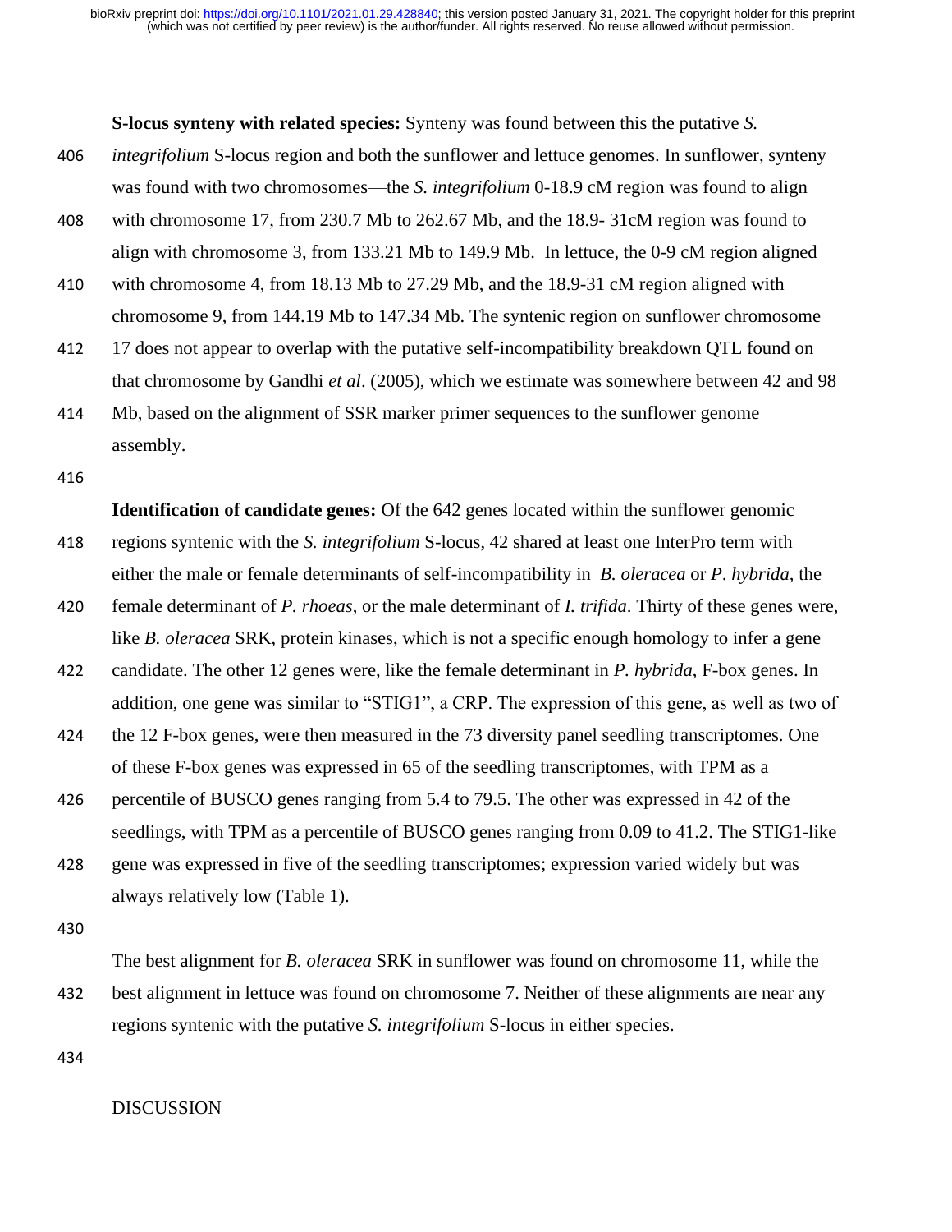**S-locus synteny with related species:** Synteny was found between this the putative *S. integrifolium* S-locus region and both the sunflower and lettuce genomes. In sunflower, synteny was found with two chromosomes—the *S. integrifolium* 0-18.9 cM region was found to align with chromosome 17, from 230.7 Mb to 262.67 Mb, and the 18.9- 31cM region was found to align with chromosome 3, from 133.21 Mb to 149.9 Mb. In lettuce, the 0-9 cM region aligned with chromosome 4, from 18.13 Mb to 27.29 Mb, and the 18.9-31 cM region aligned with chromosome 9, from 144.19 Mb to 147.34 Mb. The syntenic region on sunflower chromosome 17 does not appear to overlap with the putative self-incompatibility breakdown QTL found on that chromosome by Gandhi *et al*. (2005), which we estimate was somewhere between 42 and 98 Mb, based on the alignment of SSR marker primer sequences to the sunflower genome assembly.

**Identification of candidate genes:** Of the 642 genes located within the sunflower genomic regions syntenic with the *S. integrifolium* S-locus, 42 shared at least one InterPro term with either the male or female determinants of self-incompatibility in *B. oleracea* or *P. hybrida*, the female determinant of *P. rhoeas*, or the male determinant of *I. trifida*. Thirty of these genes were, like *B. oleracea* SRK, protein kinases, which is not a specific enough homology to infer a gene candidate. The other 12 genes were, like the female determinant in *P. hybrida*, F-box genes. In addition, one gene was similar to "STIG1", a CRP. The expression of this gene, as well as two of the 12 F-box genes, were then measured in the 73 diversity panel seedling transcriptomes. One of these F-box genes was expressed in 65 of the seedling transcriptomes, with TPM as a percentile of BUSCO genes ranging from 5.4 to 79.5. The other was expressed in 42 of the seedlings, with TPM as a percentile of BUSCO genes ranging from 0.09 to 41.2. The STIG1-like gene was expressed in five of the seedling transcriptomes; expression varied widely but was always relatively low (Table 1).

The best alignment for *B. oleracea* SRK in sunflower was found on chromosome 11, while the best alignment in lettuce was found on chromosome 7. Neither of these alignments are near any regions syntenic with the putative *S. integrifolium* S-locus in either species.

## DISCUSSION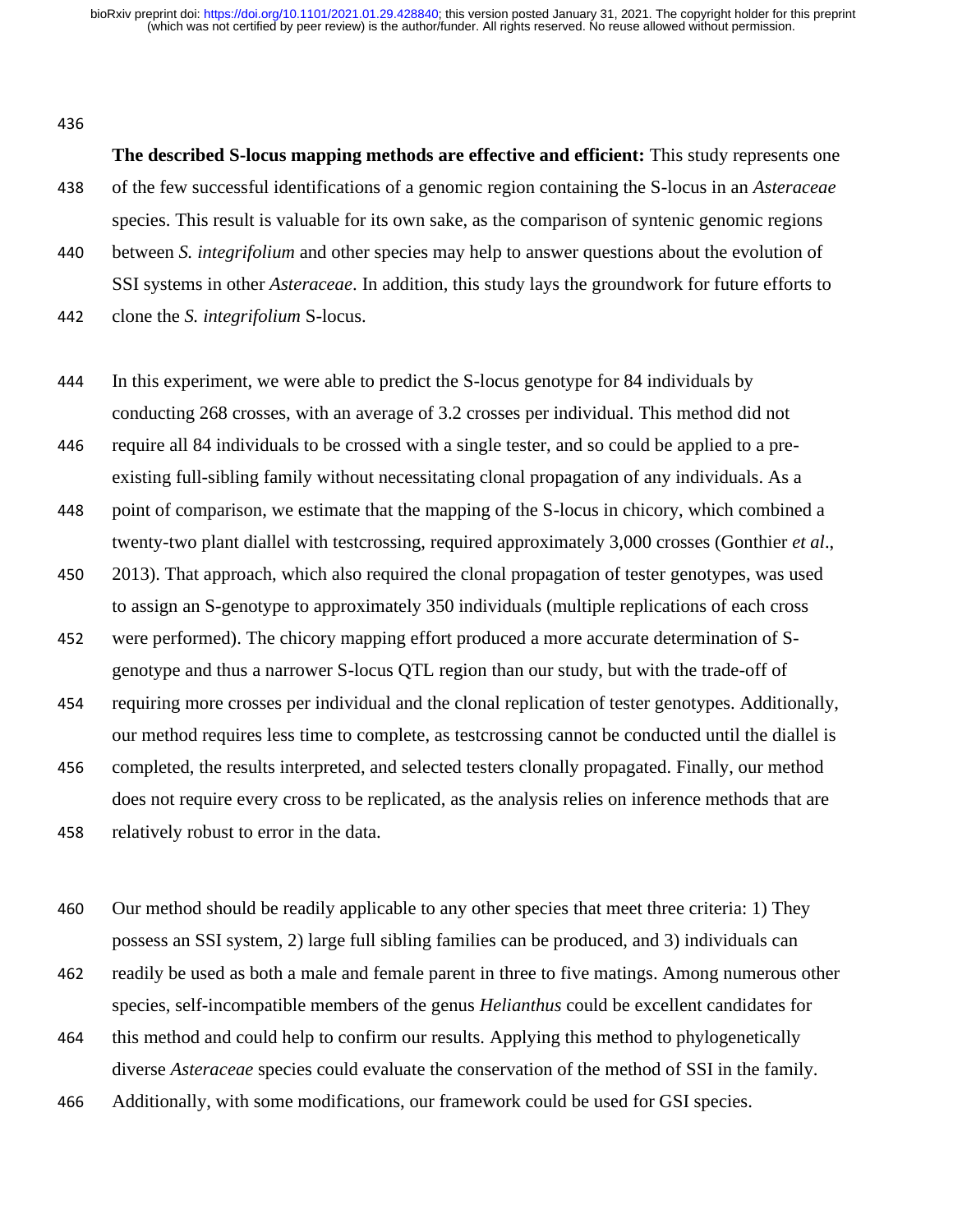**The described S-locus mapping methods are effective and efficient:** This study represents one of the few successful identifications of a genomic region containing the S-locus in an *Asteraceae* species. This result is valuable for its own sake, as the comparison of syntenic genomic regions between *S. integrifolium* and other species may help to answer questions about the evolution of SSI systems in other *Asteraceae*. In addition, this study lays the groundwork for future efforts to clone the *S. integrifolium* S-locus.

In this experiment, we were able to predict the S-locus genotype for 84 individuals by conducting 268 crosses, with an average of 3.2 crosses per individual. This method did not require all 84 individuals to be crossed with a single tester, and so could be applied to a pre-existing full-sibling family without necessitating clonal propagation of any individuals. As a point of comparison, we estimate that the mapping of the S-locus in chicory, which combined a twenty-two plant diallel with testcrossing, required approximately 3,000 crosses (Gonthier *et al*., 2013). That approach, which also required the clonal propagation of tester genotypes, was used to assign an S-genotype to approximately 350 individuals (multiple replications of each cross were performed). The chicory mapping effort produced a more accurate determination of S-genotype and thus a narrower S-locus QTL region than our study, but with the trade-off of requiring more crosses per individual and the clonal replication of tester genotypes. Additionally, our method requires less time to complete, as testcrossing cannot be conducted until the diallel is completed, the results interpreted, and selected testers clonally propagated. Finally, our method does not require every cross to be replicated, as the analysis relies on inference methods that are relatively robust to error in the data.

Our method should be readily applicable to any other species that meet three criteria: 1) They possess an SSI system, 2) large full sibling families can be produced, and 3) individuals can readily be used as both a male and female parent in three to five matings. Among numerous other species, self-incompatible members of the genus *Helianthus* could be excellent candidates for this method and could help to confirm our results. Applying this method to phylogenetically diverse *Asteraceae* species could evaluate the conservation of the method of SSI in the family. Additionally, with some modifications, our framework could be used for GSI species.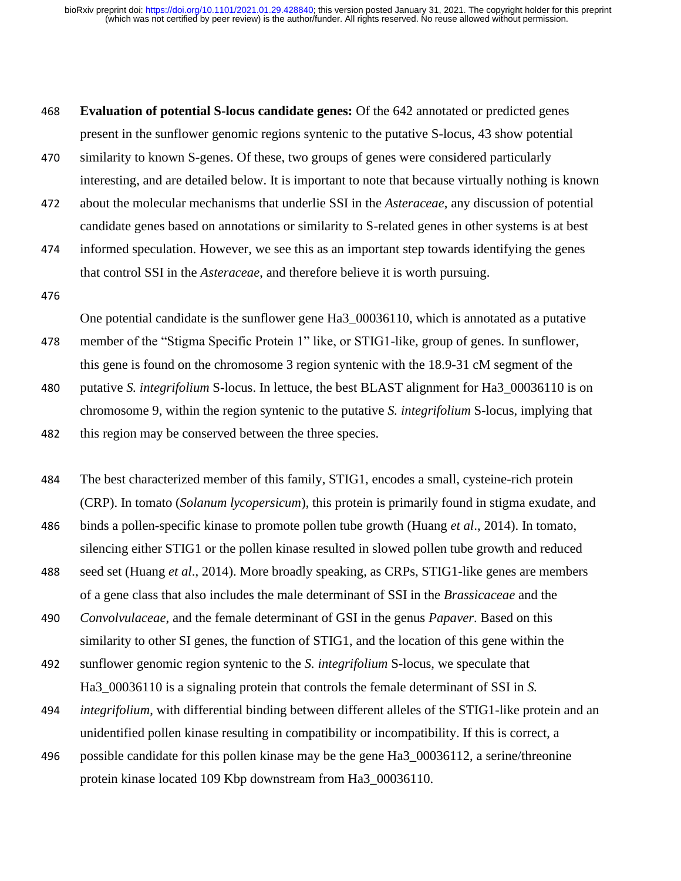**Evaluation of potential S-locus candidate genes:** Of the 642 annotated or predicted genes present in the sunflower genomic regions syntenic to the putative S-locus, 43 show potential similarity to known S-genes. Of these, two groups of genes were considered particularly interesting, and are detailed below. It is important to note that because virtually nothing is known about the molecular mechanisms that underlie SSI in the *Asteraceae*, any discussion of potential candidate genes based on annotations or similarity to S-related genes in other systems is at best informed speculation. However, we see this as an important step towards identifying the genes that control SSI in the *Asteraceae*, and therefore believe it is worth pursuing.

One potential candidate is the sunflower gene Ha3_00036110, which is annotated as a putative member of the "Stigma Specific Protein 1" like, or STIG1-like, group of genes. In sunflower, this gene is found on the chromosome 3 region syntenic with the 18.9-31 cM segment of the putative *S. integrifolium* S-locus. In lettuce, the best BLAST alignment for Ha3_00036110 is on chromosome 9, within the region syntenic to the putative *S. integrifolium* S-locus, implying that this region may be conserved between the three species.

The best characterized member of this family, STIG1, encodes a small, cysteine-rich protein (CRP). In tomato (*Solanum lycopersicum*), this protein is primarily found in stigma exudate, and binds a pollen-specific kinase to promote pollen tube growth (Huang *et al*., 2014). In tomato, silencing either STIG1 or the pollen kinase resulted in slowed pollen tube growth and reduced seed set (Huang *et al*., 2014). More broadly speaking, as CRPs, STIG1-like genes are members of a gene class that also includes the male determinant of SSI in the *Brassicaceae* and the *Convolvulaceae*, and the female determinant of GSI in the genus *Papaver*. Based on this similarity to other SI genes, the function of STIG1, and the location of this gene within the sunflower genomic region syntenic to the *S. integrifolium* S-locus, we speculate that Ha3_00036110 is a signaling protein that controls the female determinant of SSI in *S. integrifolium*, with differential binding between different alleles of the STIG1-like protein and an unidentified pollen kinase resulting in compatibility or incompatibility. If this is correct, a possible candidate for this pollen kinase may be the gene Ha3_00036112, a serine/threonine protein kinase located 109 Kbp downstream from Ha3_00036110.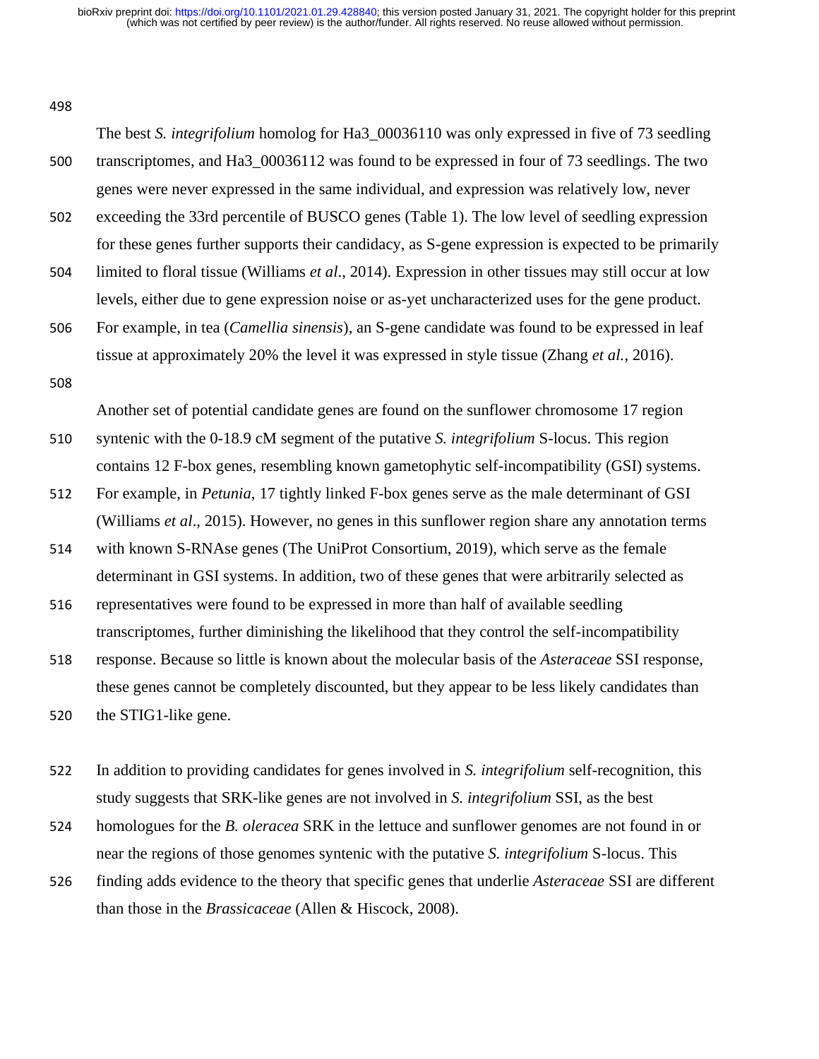The best *S. integrifolium* homolog for Ha3_00036110 was only expressed in five of 73 seedling transcriptomes, and Ha3_00036112 was found to be expressed in four of 73 seedlings. The two genes were never expressed in the same individual, and expression was relatively low, never exceeding the 33rd percentile of BUSCO genes (Table 1). The low level of seedling expression for these genes further supports their candidacy, as S-gene expression is expected to be primarily limited to floral tissue (Williams *et al.*, 2014). Expression in other tissues may still occur at low levels, either due to gene expression noise or as-yet uncharacterized uses for the gene product. For example, in tea (*Camellia sinensis*), an S-gene candidate was found to be expressed in leaf tissue at approximately 20% the level it was expressed in style tissue (Zhang *et al.*, 2016).

Another set of potential candidate genes are found on the sunflower chromosome 17 region syntenic with the 0-18.9 cM segment of the putative *S. integrifolium* S-locus. This region contains 12 F-box genes, resembling known gametophytic self-incompatibility (GSI) systems. For example, in *Petunia*, 17 tightly linked F-box genes serve as the male determinant of GSI (Williams *et al*., 2015). However, no genes in this sunflower region share any annotation terms with known S-RNAse genes (The UniProt Consortium, 2019), which serve as the female determinant in GSI systems. In addition, two of these genes that were arbitrarily selected as representatives were found to be expressed in more than half of available seedling transcriptomes, further diminishing the likelihood that they control the self-incompatibility response. Because so little is known about the molecular basis of the *Asteraceae* SSI response, these genes cannot be completely discounted, but they appear to be less likely candidates than the STIG1-like gene.

In addition to providing candidates for genes involved in *S. integrifolium* self-recognition, this study suggests that SRK-like genes are not involved in *S. integrifolium* SSI, as the best homologues for the *B. oleracea* SRK in the lettuce and sunflower genomes are not found in or near the regions of those genomes syntenic with the putative *S. integrifolium* S-locus. This finding adds evidence to the theory that specific genes that underlie *Asteraceae* SSI are different than those in the *Brassicaceae* (Allen & Hiscock, 2008).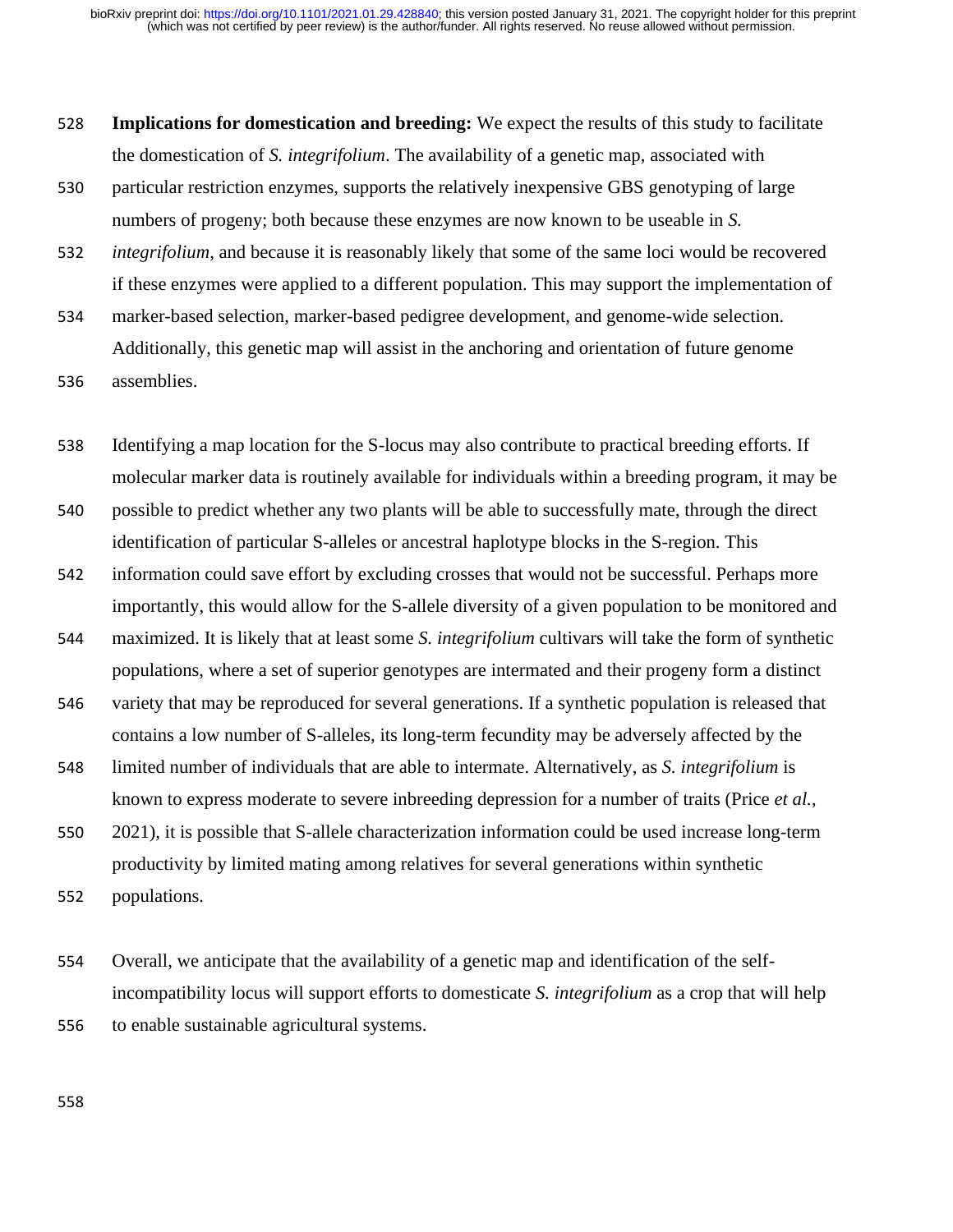**Implications for domestication and breeding:** We expect the results of this study to facilitate the domestication of *S. integrifolium*. The availability of a genetic map, associated with particular restriction enzymes, supports the relatively inexpensive GBS genotyping of large numbers of progeny; both because these enzymes are now known to be useable in *S. integrifolium*, and because it is reasonably likely that some of the same loci would be recovered if these enzymes were applied to a different population. This may support the implementation of marker-based selection, marker-based pedigree development, and genome-wide selection. Additionally, this genetic map will assist in the anchoring and orientation of future genome assemblies.

Identifying a map location for the S-locus may also contribute to practical breeding efforts. If molecular marker data is routinely available for individuals within a breeding program, it may be possible to predict whether any two plants will be able to successfully mate, through the direct identification of particular S-alleles or ancestral haplotype blocks in the S-region. This information could save effort by excluding crosses that would not be successful. Perhaps more importantly, this would allow for the S-allele diversity of a given population to be monitored and maximized. It is likely that at least some *S. integrifolium* cultivars will take the form of synthetic populations, where a set of superior genotypes are intermated and their progeny form a distinct variety that may be reproduced for several generations. If a synthetic population is released that contains a low number of S-alleles, its long-term fecundity may be adversely affected by the limited number of individuals that are able to intermate. Alternatively, as *S. integrifolium* is known to express moderate to severe inbreeding depression for a number of traits (Price *et al.*, 2021), it is possible that S-allele characterization information could be used increase long-term productivity by limited mating among relatives for several generations within synthetic populations.

Overall, we anticipate that the availability of a genetic map and identification of the self-incompatibility locus will support efforts to domesticate *S. integrifolium* as a crop that will help to enable sustainable agricultural systems.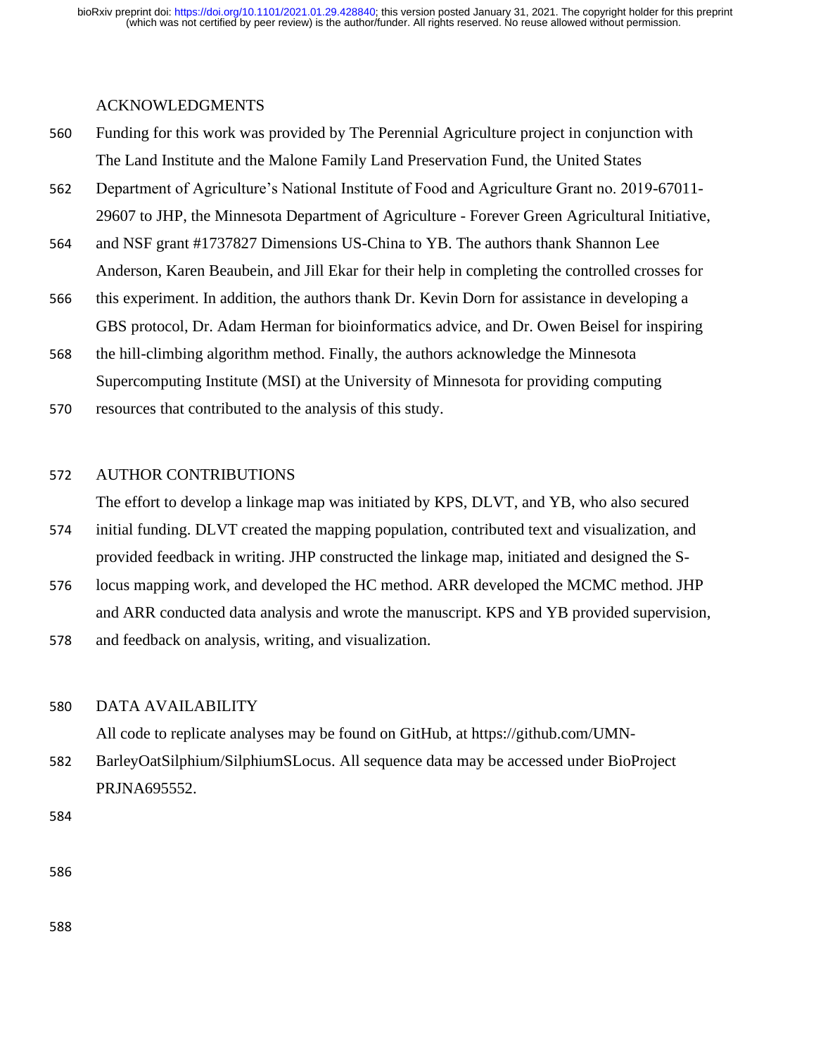## ACKNOWLEDGMENTS

Funding for this work was provided by The Perennial Agriculture project in conjunction with The Land Institute and the Malone Family Land Preservation Fund, the United States Department of Agriculture's National Institute of Food and Agriculture Grant no. 2019-67011-29607 to JHP, the Minnesota Department of Agriculture - Forever Green Agricultural Initiative, and NSF grant #1737827 Dimensions US-China to YB. The authors thank Shannon Lee Anderson, Karen Beaubein, and Jill Ekar for their help in completing the controlled crosses for this experiment. In addition, the authors thank Dr. Kevin Dorn for assistance in developing a GBS protocol, Dr. Adam Herman for bioinformatics advice, and Dr. Owen Beisel for inspiring the hill-climbing algorithm method. Finally, the authors acknowledge the Minnesota Supercomputing Institute (MSI) at the University of Minnesota for providing computing resources that contributed to the analysis of this study.

## AUTHOR CONTRIBUTIONS

The effort to develop a linkage map was initiated by KPS, DLVT, and YB, who also secured initial funding. DLVT created the mapping population, contributed text and visualization, and provided feedback in writing. JHP constructed the linkage map, initiated and designed the S-locus mapping work, and developed the HC method. ARR developed the MCMC method. JHP and ARR conducted data analysis and wrote the manuscript. KPS and YB provided supervision, and feedback on analysis, writing, and visualization.

## DATA AVAILABILITY

All code to replicate analyses may be found on GitHub, at https://github.com/UMN-BarleyOatSilphium/SilphiumSLocus. All sequence data may be accessed under BioProject PRJNA695552.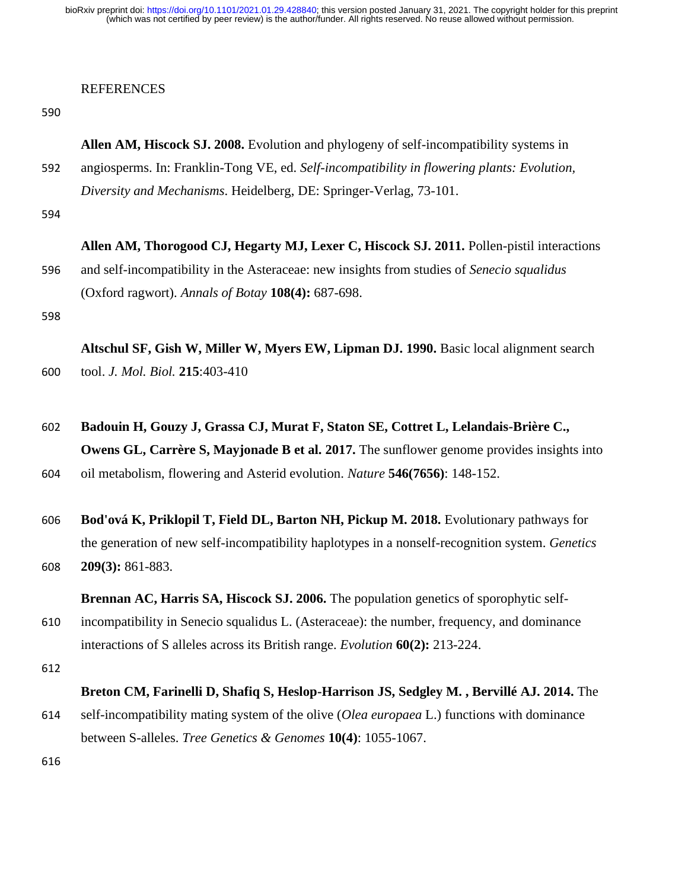REFERENCES

**Allen AM, Hiscock SJ. 2008.** Evolution and phylogeny of self-incompatibility systems in angiosperms. In: Franklin-Tong VE, ed. *Self-incompatibility in flowering plants: Evolution, Diversity and Mechanisms*. Heidelberg, DE: Springer-Verlag, 73-101.

**Allen AM, Thorogood CJ, Hegarty MJ, Lexer C, Hiscock SJ. 2011.** Pollen-pistil interactions and self-incompatibility in the Asteraceae: new insights from studies of *Senecio squalidus* (Oxford ragwort). *Annals of Botay* **108(4):** 687-698.

**Altschul SF, Gish W, Miller W, Myers EW, Lipman DJ. 1990.** Basic local alignment search tool. *J. Mol. Biol.* **215**:403-410

**Badouin H, Gouzy J, Grassa CJ, Murat F, Staton SE, Cottret L, Lelandais-Brière C., Owens GL, Carrère S, Mayjonade B et al. 2017.** The sunflower genome provides insights into oil metabolism, flowering and Asterid evolution. *Nature* **546(7656)**: 148-152.

**Bod'ová K, Priklopil T, Field DL, Barton NH, Pickup M. 2018.** Evolutionary pathways for the generation of new self-incompatibility haplotypes in a nonself-recognition system. *Genetics* **209(3):** 861-883.

**Brennan AC, Harris SA, Hiscock SJ. 2006.** The population genetics of sporophytic self-incompatibility in Senecio squalidus L. (Asteraceae): the number, frequency, and dominance interactions of S alleles across its British range. *Evolution* **60(2):** 213-224.

**Breton CM, Farinelli D, Shafiq S, Heslop-Harrison JS, Sedgley M. , Bervillé AJ. 2014.** The self-incompatibility mating system of the olive (*Olea europaea* L.) functions with dominance between S-alleles. *Tree Genetics & Genomes* **10(4)**: 1055-1067.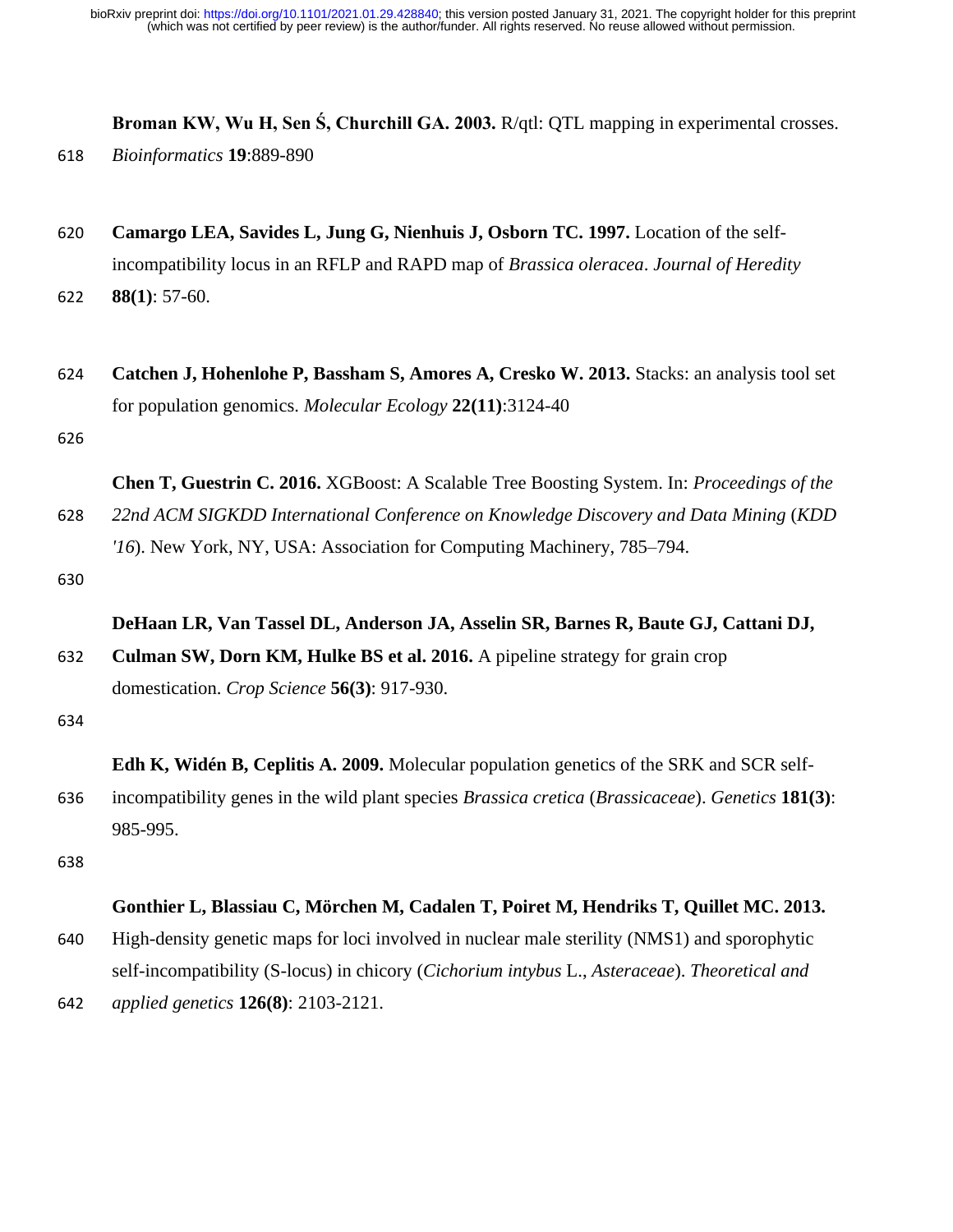**Broman KW, Wu H, Sen Ś, Churchill GA. 2003.** R/qtl: QTL mapping in experimental crosses. *Bioinformatics* **19**:889-890

**Camargo LEA, Savides L, Jung G, Nienhuis J, Osborn TC. 1997.** Location of the self-incompatibility locus in an RFLP and RAPD map of *Brassica oleracea*. *Journal of Heredity* **88(1)**: 57-60.

**Catchen J, Hohenlohe P, Bassham S, Amores A, Cresko W. 2013.** Stacks: an analysis tool set for population genomics. *Molecular Ecology* **22(11)**:3124-40

**Chen T, Guestrin C. 2016.** XGBoost: A Scalable Tree Boosting System. In: *Proceedings of the 22nd ACM SIGKDD International Conference on Knowledge Discovery and Data Mining* (*KDD '16*). New York, NY, USA: Association for Computing Machinery, 785–794.

**DeHaan LR, Van Tassel DL, Anderson JA, Asselin SR, Barnes R, Baute GJ, Cattani DJ, Culman SW, Dorn KM, Hulke BS et al. 2016.** A pipeline strategy for grain crop domestication. *Crop Science* **56(3)**: 917-930.

**Edh K, Widén B, Ceplitis A. 2009.** Molecular population genetics of the SRK and SCR self-incompatibility genes in the wild plant species *Brassica cretica* (*Brassicaceae*). *Genetics* **181(3)**: 985-995.

**Gonthier L, Blassiau C, Mörchen M, Cadalen T, Poiret M, Hendriks T, Quillet MC. 2013.** High-density genetic maps for loci involved in nuclear male sterility (NMS1) and sporophytic self-incompatibility (S-locus) in chicory (*Cichorium intybus* L., *Asteraceae*). *Theoretical and applied genetics* **126(8)**: 2103-2121.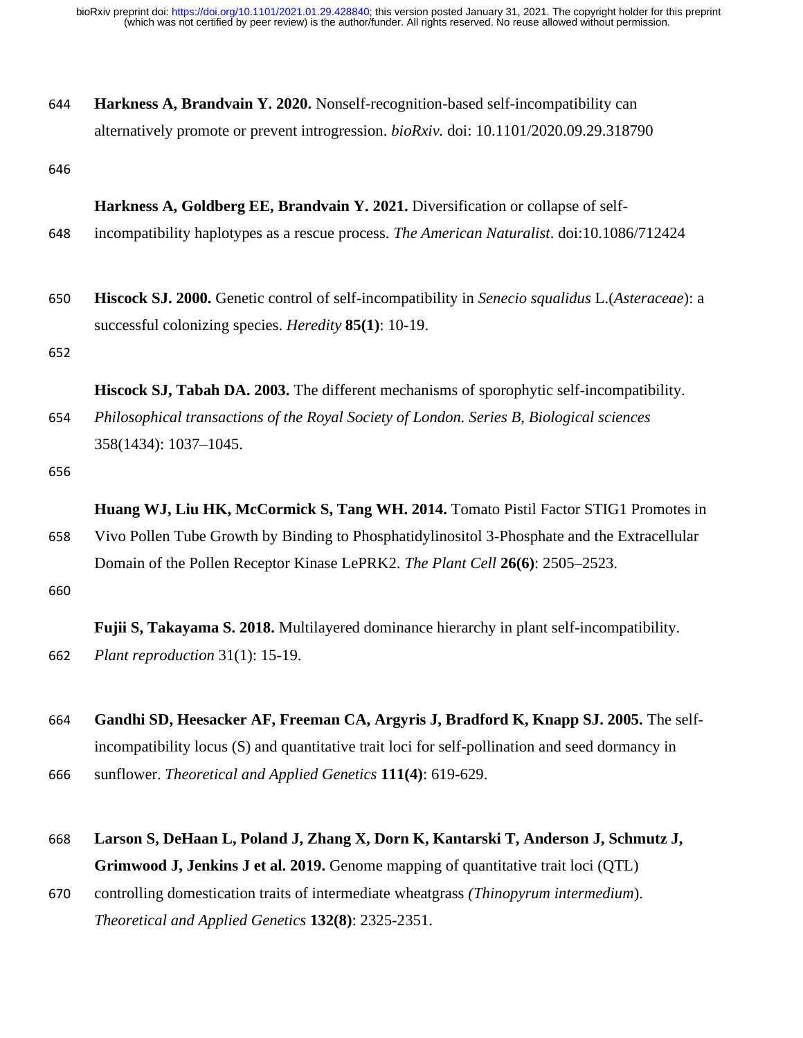**Harkness A, Brandvain Y. 2020.** Nonself-recognition-based self-incompatibility can alternatively promote or prevent introgression. *bioRxiv.* doi: 10.1101/2020.09.29.318790

**Harkness A, Goldberg EE, Brandvain Y. 2021.** Diversification or collapse of self-incompatibility haplotypes as a rescue process. *The American Naturalist*. doi:10.1086/712424

**Hiscock SJ. 2000.** Genetic control of self-incompatibility in *Senecio squalidus* L.(*Asteraceae*): a successful colonizing species. *Heredity* **85(1)**: 10-19.

**Hiscock SJ, Tabah DA. 2003.** The different mechanisms of sporophytic self-incompatibility. *Philosophical transactions of the Royal Society of London. Series B, Biological sciences* 358(1434): 1037–1045.

**Huang WJ, Liu HK, McCormick S, Tang WH. 2014.** Tomato Pistil Factor STIG1 Promotes in Vivo Pollen Tube Growth by Binding to Phosphatidylinositol 3-Phosphate and the Extracellular Domain of the Pollen Receptor Kinase LePRK2. *The Plant Cell* **26(6)**: 2505–2523.

**Fujii S, Takayama S. 2018.** Multilayered dominance hierarchy in plant self-incompatibility. *Plant reproduction* 31(1): 15-19.

**Gandhi SD, Heesacker AF, Freeman CA, Argyris J, Bradford K, Knapp SJ. 2005.** The self-incompatibility locus (S) and quantitative trait loci for self-pollination and seed dormancy in sunflower. *Theoretical and Applied Genetics* **111(4)**: 619-629.

**Larson S, DeHaan L, Poland J, Zhang X, Dorn K, Kantarski T, Anderson J, Schmutz J, Grimwood J, Jenkins J et al. 2019.** Genome mapping of quantitative trait loci (QTL) controlling domestication traits of intermediate wheatgrass *(Thinopyrum intermedium*). *Theoretical and Applied Genetics* **132(8)**: 2325-2351.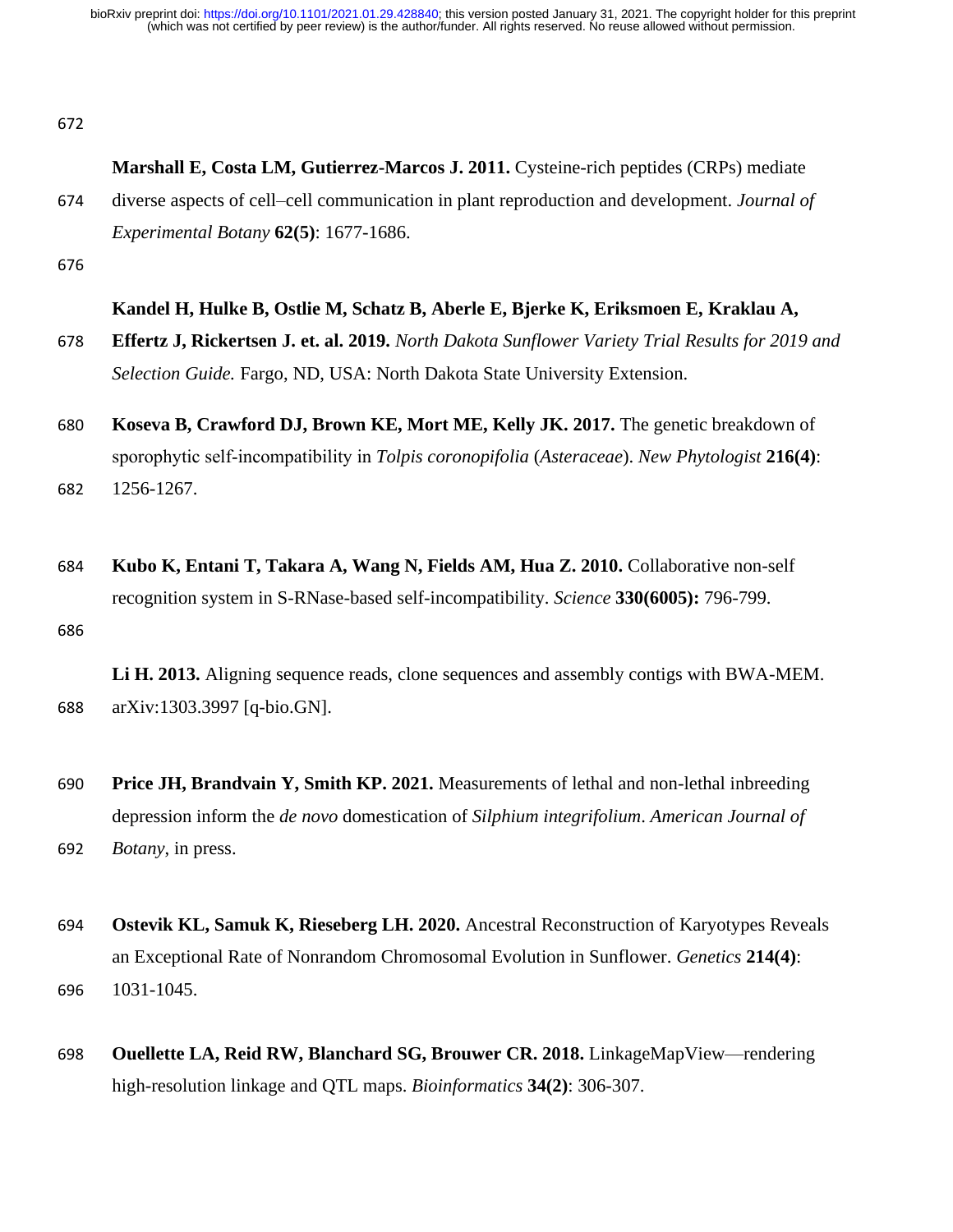**Marshall E, Costa LM, Gutierrez-Marcos J. 2011.** Cysteine-rich peptides (CRPs) mediate diverse aspects of cell–cell communication in plant reproduction and development. *Journal of Experimental Botany* **62(5)**: 1677-1686.

**Kandel H, Hulke B, Ostlie M, Schatz B, Aberle E, Bjerke K, Eriksmoen E, Kraklau A, Effertz J, Rickertsen J. et. al. 2019.** *North Dakota Sunflower Variety Trial Results for 2019 and Selection Guide.* Fargo, ND, USA: North Dakota State University Extension.

**Koseva B, Crawford DJ, Brown KE, Mort ME, Kelly JK. 2017.** The genetic breakdown of sporophytic self-incompatibility in *Tolpis coronopifolia* (*Asteraceae*). *New Phytologist* **216(4)**: 1256-1267.

**Kubo K, Entani T, Takara A, Wang N, Fields AM, Hua Z. 2010.** Collaborative non-self recognition system in S-RNase-based self-incompatibility. *Science* **330(6005):** 796-799.

**Li H. 2013.** Aligning sequence reads, clone sequences and assembly contigs with BWA-MEM. arXiv:1303.3997 [q-bio.GN].

**Price JH, Brandvain Y, Smith KP. 2021.** Measurements of lethal and non-lethal inbreeding depression inform the *de novo* domestication of *Silphium integrifolium*. *American Journal of Botany*, in press.

**Ostevik KL, Samuk K, Rieseberg LH. 2020.** Ancestral Reconstruction of Karyotypes Reveals an Exceptional Rate of Nonrandom Chromosomal Evolution in Sunflower. *Genetics* **214(4)**: 1031-1045.

**Ouellette LA, Reid RW, Blanchard SG, Brouwer CR. 2018.** LinkageMapView—rendering high-resolution linkage and QTL maps. *Bioinformatics* **34(2)**: 306-307.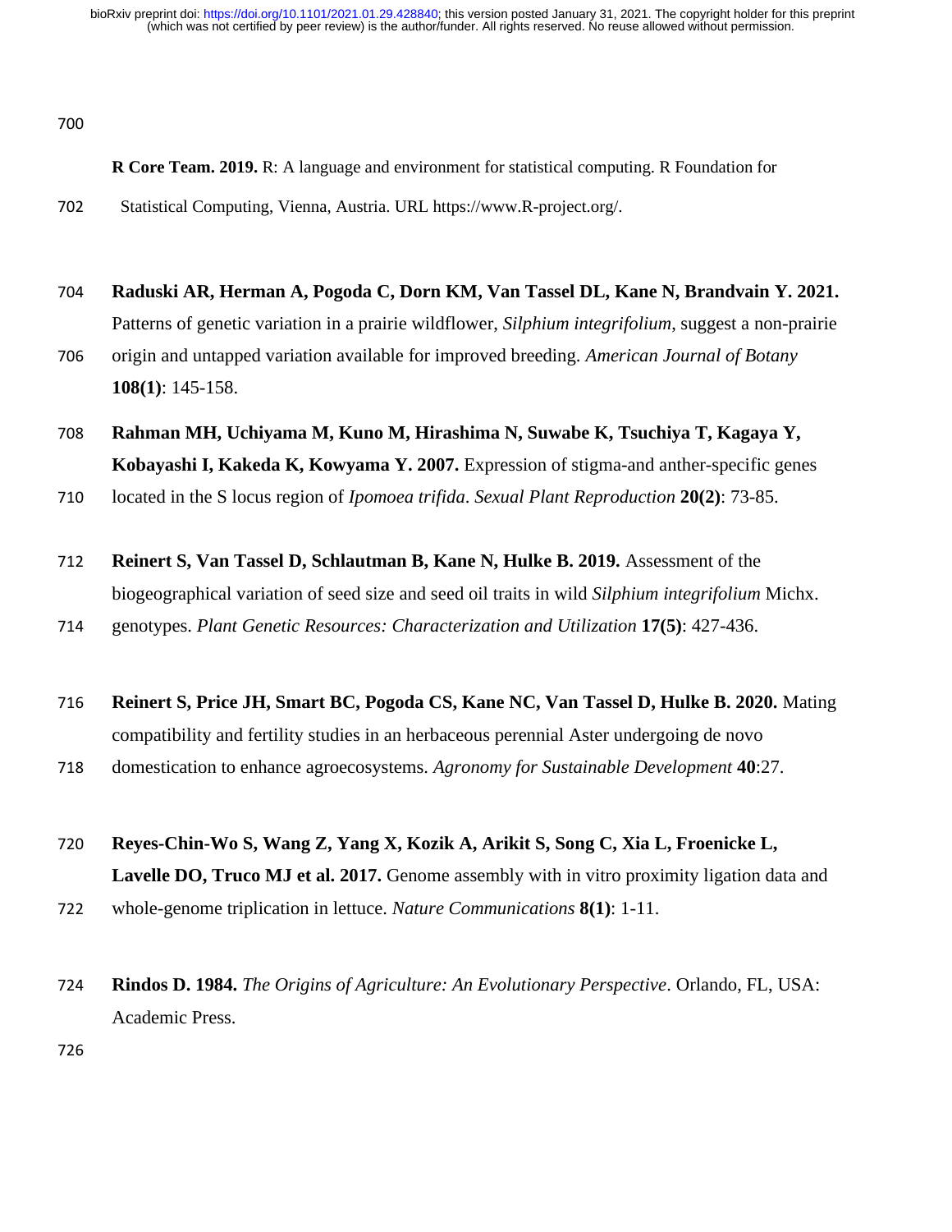**R Core Team. 2019.** R: A language and environment for statistical computing. R Foundation for Statistical Computing, Vienna, Austria. URL https://www.R-project.org/.

**Raduski AR, Herman A, Pogoda C, Dorn KM, Van Tassel DL, Kane N, Brandvain Y. 2021.** Patterns of genetic variation in a prairie wildflower, *Silphium integrifolium*, suggest a non-prairie origin and untapped variation available for improved breeding. *American Journal of Botany* **108(1)**: 145-158.

**Rahman MH, Uchiyama M, Kuno M, Hirashima N, Suwabe K, Tsuchiya T, Kagaya Y, Kobayashi I, Kakeda K, Kowyama Y. 2007.** Expression of stigma-and anther-specific genes located in the S locus region of *Ipomoea trifida*. *Sexual Plant Reproduction* **20(2)**: 73-85.

**Reinert S, Van Tassel D, Schlautman B, Kane N, Hulke B. 2019.** Assessment of the biogeographical variation of seed size and seed oil traits in wild *Silphium integrifolium* Michx. genotypes. *Plant Genetic Resources: Characterization and Utilization* **17(5)**: 427-436.

**Reinert S, Price JH, Smart BC, Pogoda CS, Kane NC, Van Tassel D, Hulke B. 2020.** Mating compatibility and fertility studies in an herbaceous perennial Aster undergoing de novo domestication to enhance agroecosystems. *Agronomy for Sustainable Development* **40**:27.

**Reyes-Chin-Wo S, Wang Z, Yang X, Kozik A, Arikit S, Song C, Xia L, Froenicke L, Lavelle DO, Truco MJ et al. 2017.** Genome assembly with in vitro proximity ligation data and whole-genome triplication in lettuce. *Nature Communications* **8(1)**: 1-11.

**Rindos D. 1984.** *The Origins of Agriculture: An Evolutionary Perspective*. Orlando, FL, USA: Academic Press.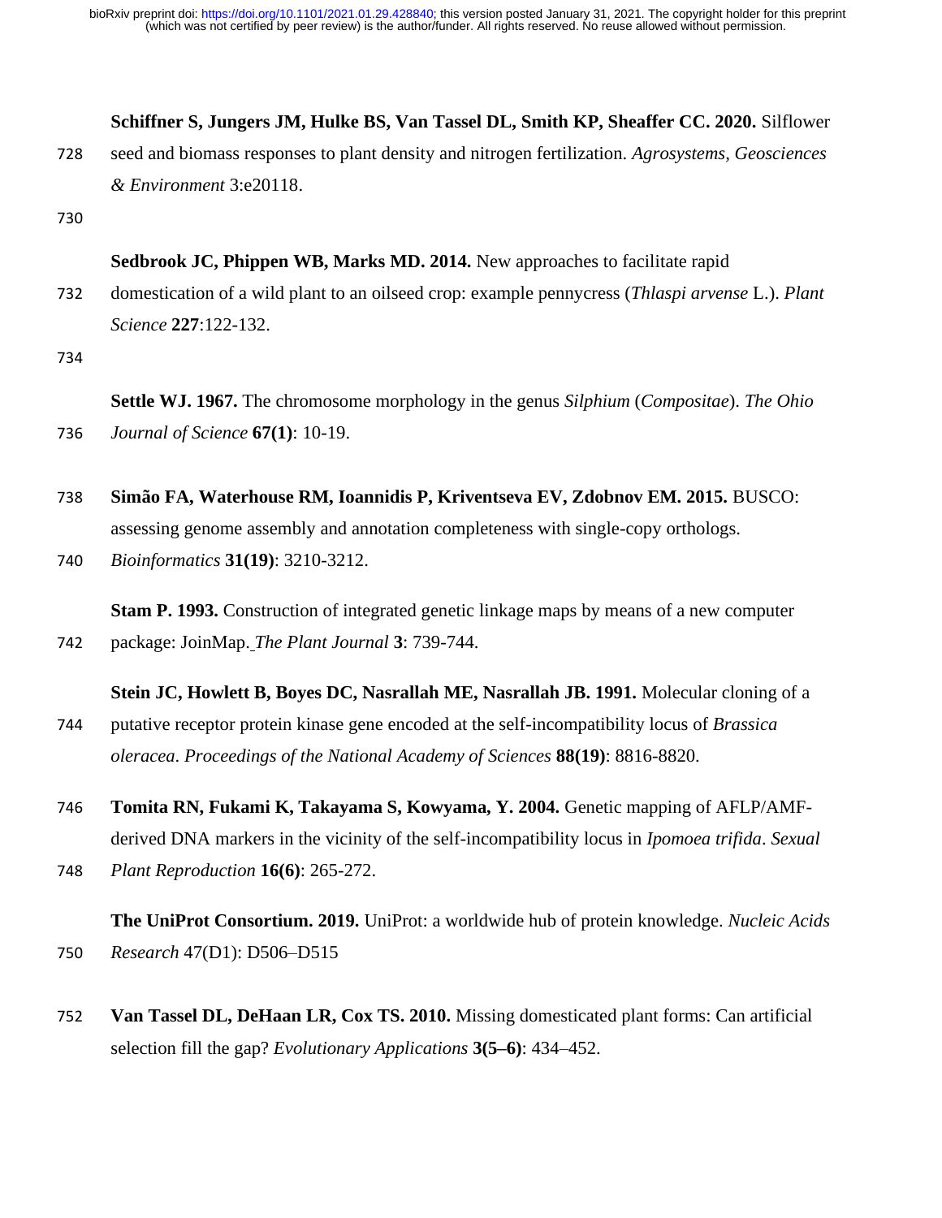**Schiffner S, Jungers JM, Hulke BS, Van Tassel DL, Smith KP, Sheaffer CC. 2020.** Silflower seed and biomass responses to plant density and nitrogen fertilization. *Agrosystems, Geosciences & Environment* 3:e20118.

**Sedbrook JC, Phippen WB, Marks MD. 2014.** New approaches to facilitate rapid domestication of a wild plant to an oilseed crop: example pennycress (*Thlaspi arvense* L.). *Plant Science* **227**:122-132.

**Settle WJ. 1967.** The chromosome morphology in the genus *Silphium* (*Compositae*). *The Ohio Journal of Science* **67(1)**: 10-19.

**Simão FA, Waterhouse RM, Ioannidis P, Kriventseva EV, Zdobnov EM. 2015.** BUSCO: assessing genome assembly and annotation completeness with single-copy orthologs. *Bioinformatics* **31(19)**: 3210-3212.

**Stam P. 1993.** Construction of integrated genetic linkage maps by means of a new computer package: JoinMap. *The Plant Journal* **3**: 739-744.

**Stein JC, Howlett B, Boyes DC, Nasrallah ME, Nasrallah JB. 1991.** Molecular cloning of a putative receptor protein kinase gene encoded at the self-incompatibility locus of *Brassica oleracea*. *Proceedings of the National Academy of Sciences* **88(19)**: 8816-8820.

**Tomita RN, Fukami K, Takayama S, Kowyama, Y. 2004.** Genetic mapping of AFLP/AMF-derived DNA markers in the vicinity of the self-incompatibility locus in *Ipomoea trifida*. *Sexual Plant Reproduction* **16(6)**: 265-272.

**The UniProt Consortium. 2019.** UniProt: a worldwide hub of protein knowledge. *Nucleic Acids Research* 47(D1): D506–D515

**Van Tassel DL, DeHaan LR, Cox TS. 2010.** Missing domesticated plant forms: Can artificial selection fill the gap? *Evolutionary Applications* **3(5–6)**: 434–452.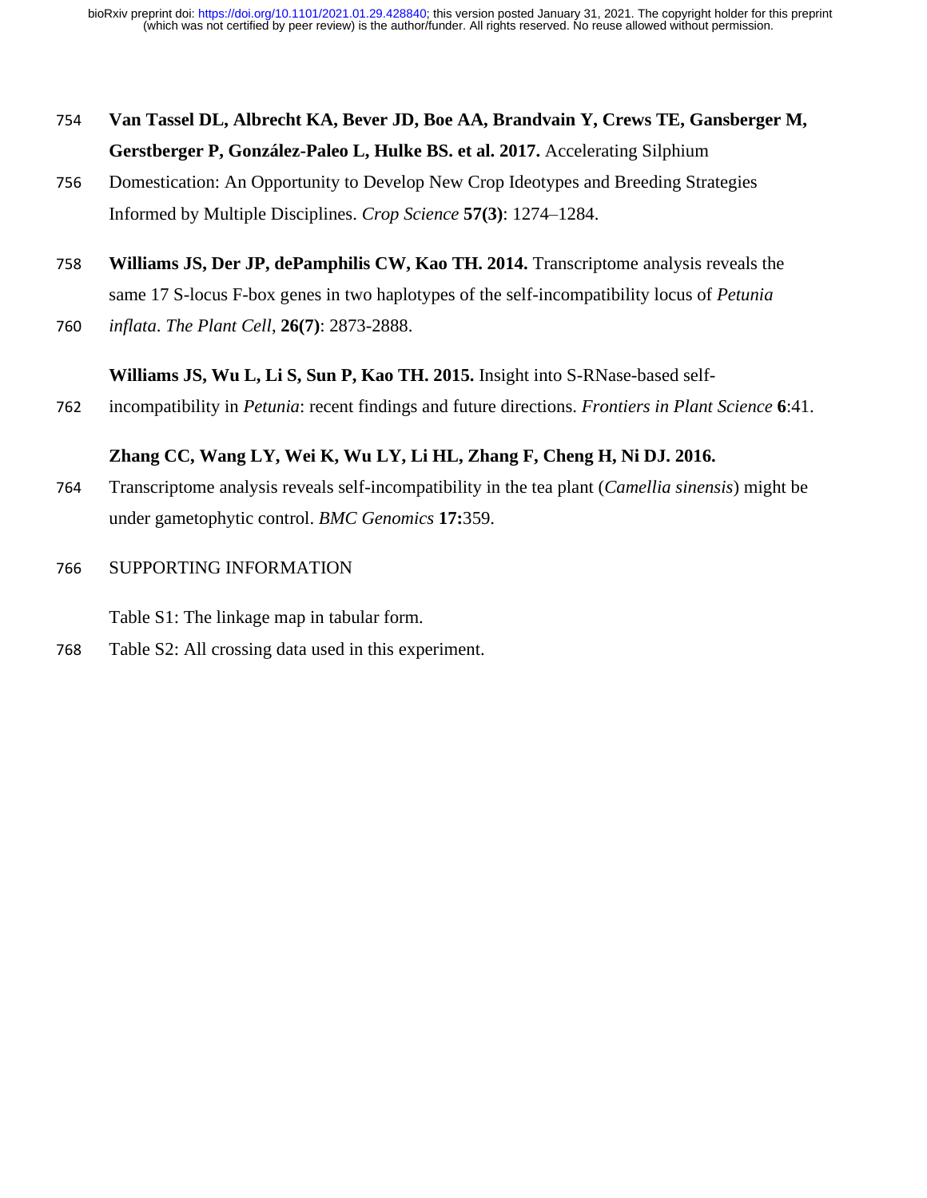**Van Tassel DL, Albrecht KA, Bever JD, Boe AA, Brandvain Y, Crews TE, Gansberger M, Gerstberger P, González-Paleo L, Hulke BS. et al. 2017.** Accelerating Silphium Domestication: An Opportunity to Develop New Crop Ideotypes and Breeding Strategies Informed by Multiple Disciplines. *Crop Science* **57(3)**: 1274–1284.

**Williams JS, Der JP, dePamphilis CW, Kao TH. 2014.** Transcriptome analysis reveals the same 17 S-locus F-box genes in two haplotypes of the self-incompatibility locus of *Petunia inflata*. *The Plant Cell*, **26(7)**: 2873-2888.

**Williams JS, Wu L, Li S, Sun P, Kao TH. 2015.** Insight into S-RNase-based self-incompatibility in *Petunia*: recent findings and future directions. *Frontiers in Plant Science* **6**:41.

**Zhang CC, Wang LY, Wei K, Wu LY, Li HL, Zhang F, Cheng H, Ni DJ. 2016.** Transcriptome analysis reveals self-incompatibility in the tea plant (*Camellia sinensis*) might be under gametophytic control. *BMC Genomics* **17:**359.

SUPPORTING INFORMATION

Table S1: The linkage map in tabular form.

Table S2: All crossing data used in this experiment.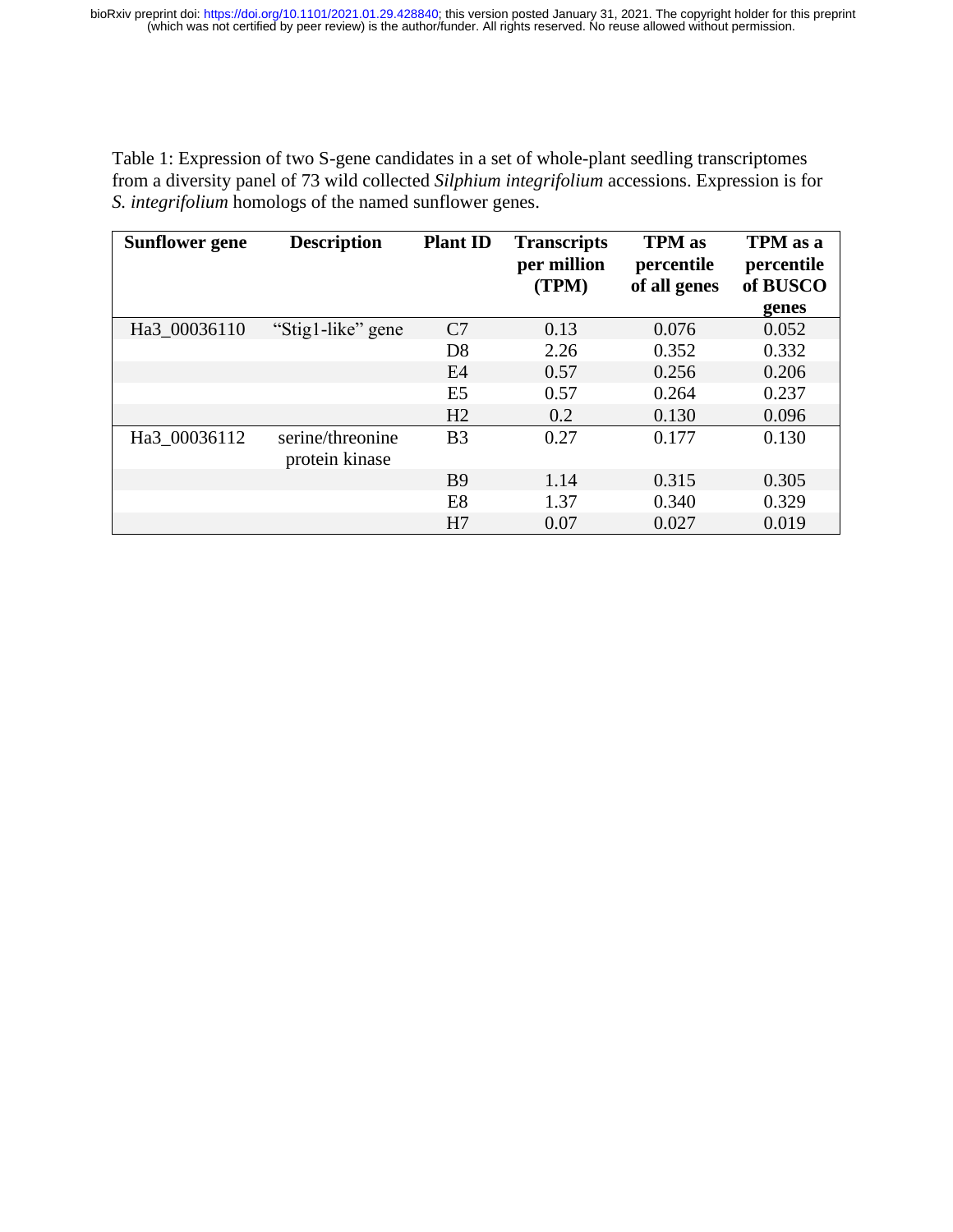Table 1: Expression of two S-gene candidates in a set of whole-plant seedling transcriptomes from a diversity panel of 73 wild collected *Silphium integrifolium* accessions. Expression is for *S. integrifolium* homologs of the named sunflower genes.

| Sunflower gene | Description | Plant ID | Transcripts per million (TPM) | TPM as percentile of all genes | TPM as a percentile of BUSCO genes |
|---|---|---|---|---|---|
| Ha3_00036110 | "Stig1-like" gene | C7 | 0.13 | 0.076 | 0.052 |
| | | D8 | 2.26 | 0.352 | 0.332 |
| | | E4 | 0.57 | 0.256 | 0.206 |
| | | E5 | 0.57 | 0.264 | 0.237 |
| | | H2 | 0.2 | 0.130 | 0.096 |
| Ha3_00036112 | serine/threonine protein kinase | B3 | 0.27 | 0.177 | 0.130 |
| | | B9 | 1.14 | 0.315 | 0.305 |
| | | E8 | 1.37 | 0.340 | 0.329 |
| | | H7 | 0.07 | 0.027 | 0.019 |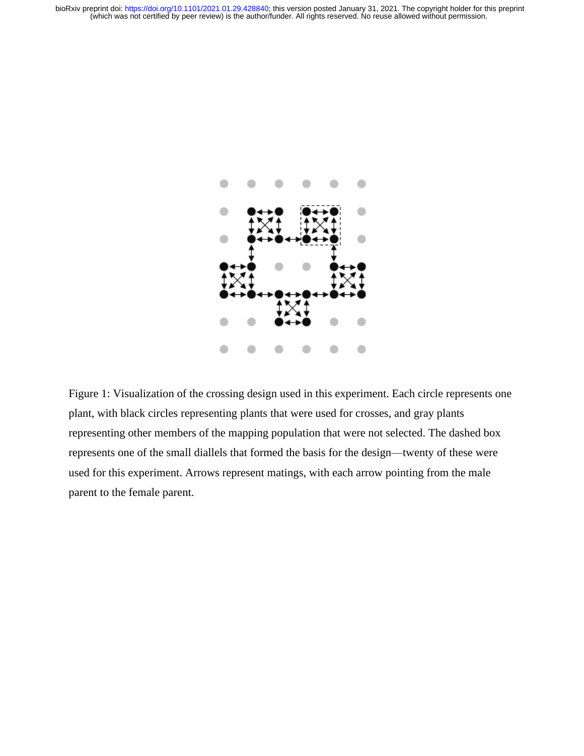Figure 1: Visualization of the crossing design used in this experiment. Each circle represents one plant, with black circles representing plants that were used for crosses, and gray plants representing other members of the mapping population that were not selected. The dashed box represents one of the small diallels that formed the basis for the design—twenty of these were used for this experiment. Arrows represent matings, with each arrow pointing from the male parent to the female parent.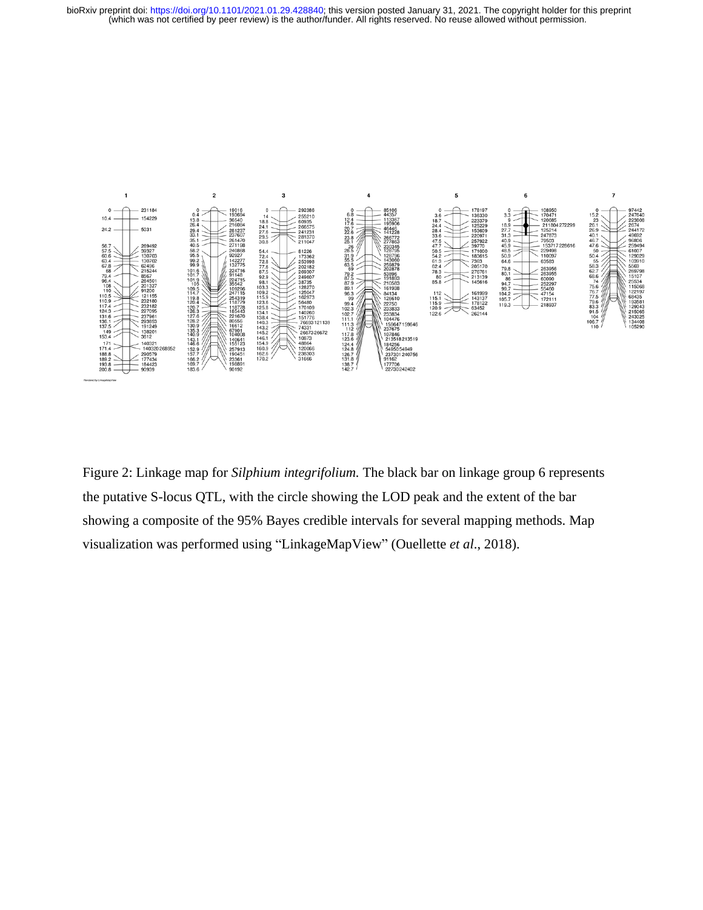Figure 2: Linkage map for *Silphium integrifolium.* The black bar on linkage group 6 represents the putative S-locus QTL, with the circle showing the LOD peak and the extent of the bar showing a composite of the 95% Bayes credible intervals for several mapping methods. Map visualization was performed using “LinkageMapView” (Ouellette *et al*., 2018).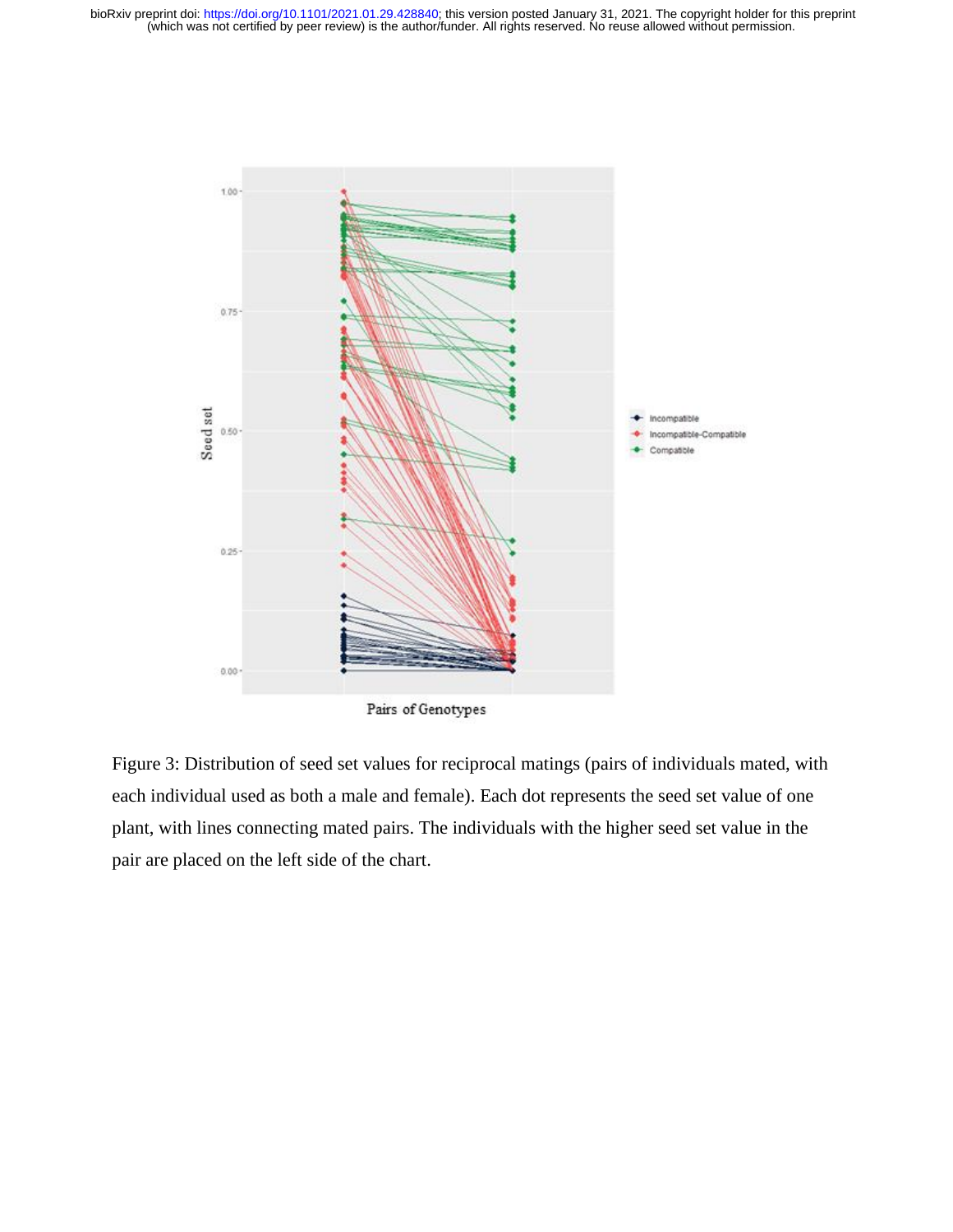Figure 3: Distribution of seed set values for reciprocal matings (pairs of individuals mated, with each individual used as both a male and female). Each dot represents the seed set value of one plant, with lines connecting mated pairs. The individuals with the higher seed set value in the pair are placed on the left side of the chart.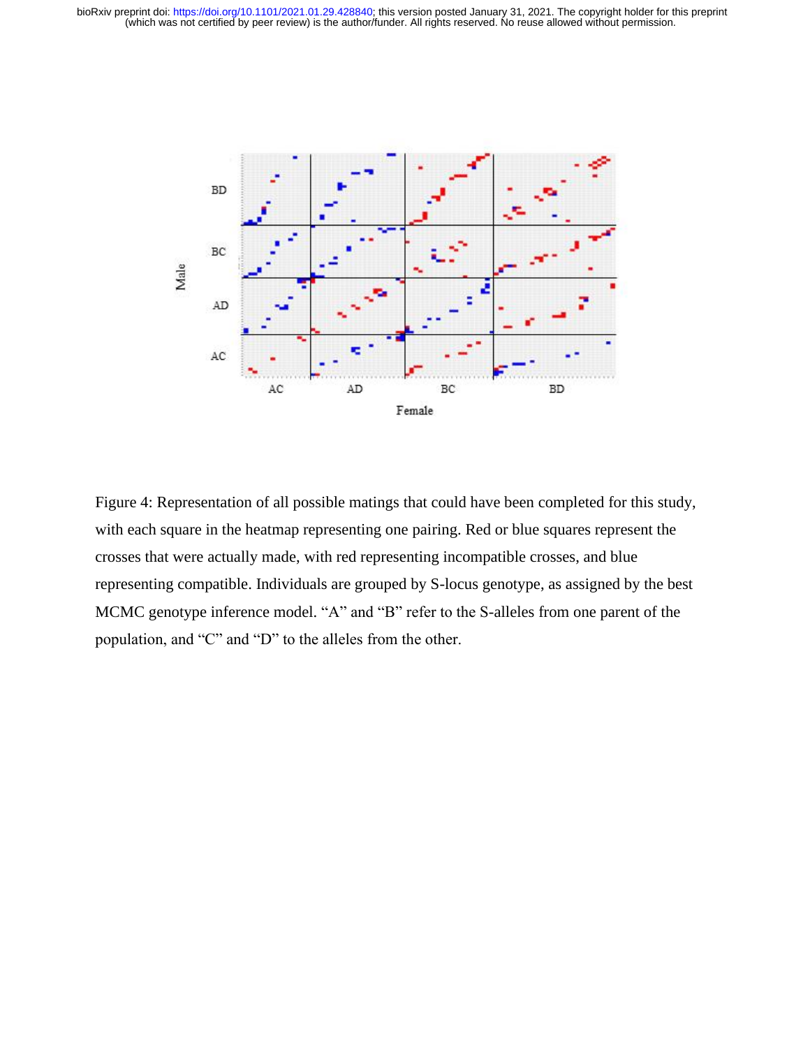BD

BC

AD

AC

Male

AC

AD

BC

BD

Female

Figure 4: Representation of all possible matings that could have been completed for this study, with each square in the heatmap representing one pairing. Red or blue squares represent the crosses that were actually made, with red representing incompatible crosses, and blue representing compatible. Individuals are grouped by S-locus genotype, as assigned by the best MCMC genotype inference model. “A” and “B” refer to the S-alleles from one parent of the population, and “C” and “D” to the alleles from the other.